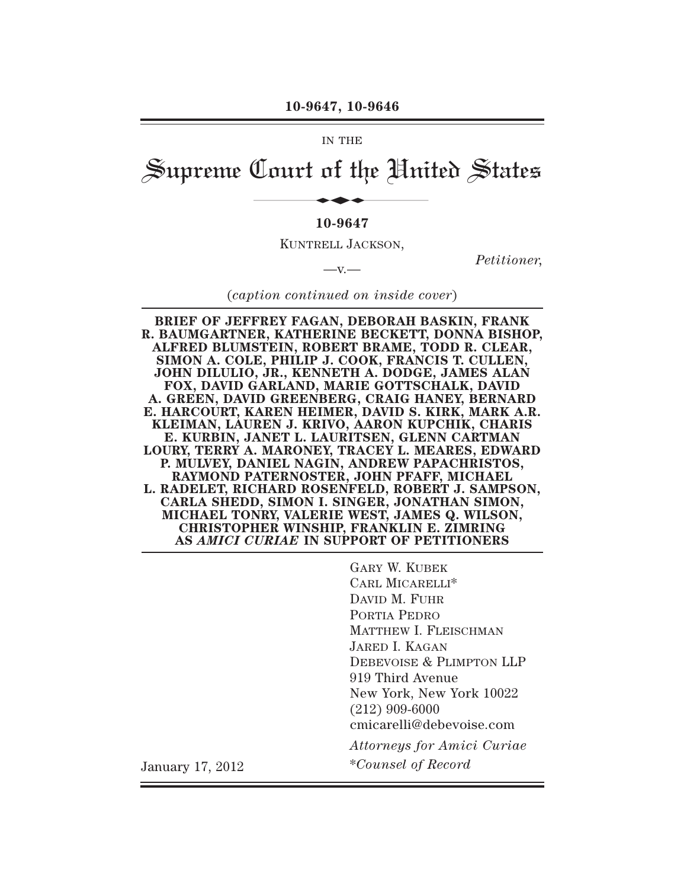**10-9647, 10-9646**

IN THE

# Supreme Court of the United States

**10-9647**

KUNTRELL JACKSON,

*Petitioner,*

—v.—

(*caption continued on inside cover*)

**BRIEF OF JEFFREY FAGAN, DEBORAH BASKIN, FRANK R. BAUMGARTNER, KATHERINE BECKETT, DONNA BISHOP, ALFRED BLUMSTEIN, ROBERT BRAME, TODD R. CLEAR, SIMON A. COLE, PHILIP J. COOK, FRANCIS T. CULLEN, JOHN DILULIO, JR., KENNETH A. DODGE, JAMES ALAN FOX, DAVID GARLAND, MARIE GOTTSCHALK, DAVID A. GREEN, DAVID GREENBERG, CRAIG HANEY, BERNARD E. HARCOURT, KAREN HEIMER, DAVID S. KIRK, MARK A.R. KLEIMAN, LAUREN J. KRIVO, AARON KUPCHIK, CHARIS E. KURBIN, JANET L. LAURITSEN, GLENN CARTMAN LOURY, TERRY A. MARONEY, TRACEY L. MEARES, EDWARD P. MULVEY, DANIEL NAGIN, ANDREW PAPACHRISTOS, RAYMOND PATERNOSTER, JOHN PFAFF, MICHAEL L. RADELET, RICHARD ROSENFELD, ROBERT J. SAMPSON, CARLA SHEDD, SIMON I. SINGER, JONATHAN SIMON, MICHAEL TONRY, VALERIE WEST, JAMES Q. WILSON, CHRISTOPHER WINSHIP, FRANKLIN E. ZIMRING AS *AMICI CURIAE* IN SUPPORT OF PETITIONERS**

GARY W. KUBEK
CARL MICARELLI*
DAVID M. FUHR
PORTIA PEDRO
MATTHEW I. FLEISCHMAN
JARED I. KAGAN
DEBEVOISE & PLIMPTON LLP
919 Third Avenue
New York, New York 10022
(212) 909-6000
cmicarelli@debevoise.com

*Attorneys for Amici Curiae*

*\*Counsel of Record*

January 17, 2012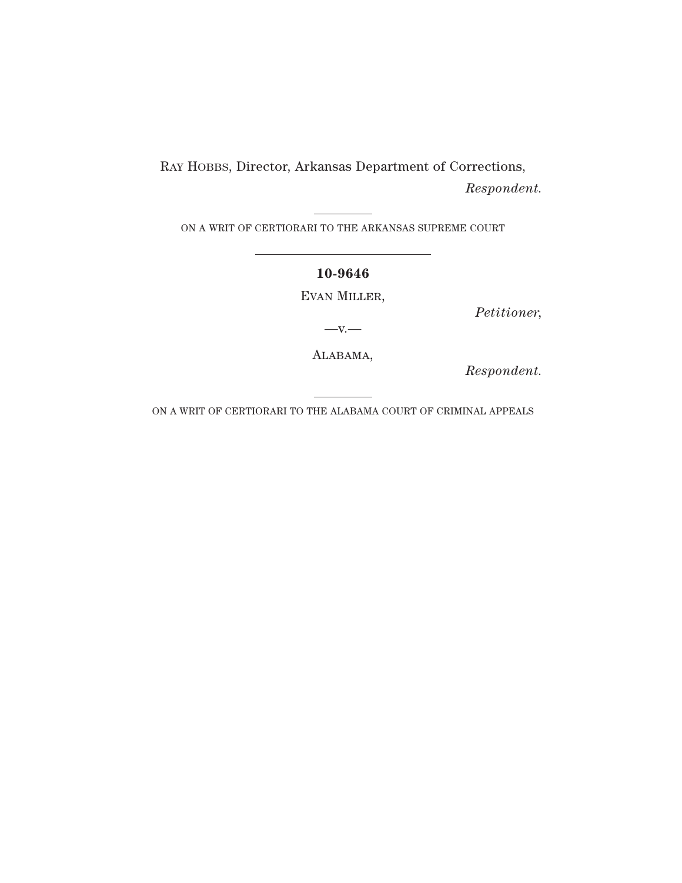RAY HOBBS, Director, Arkansas Department of Corrections,

*Respondent.*

---

ON A WRIT OF CERTIORARI TO THE ARKANSAS SUPREME COURT

---

**10-9646**

EVAN MILLER,

*Petitioner*,

—v.—

ALABAMA,

*Respondent.*

---

ON A WRIT OF CERTIORARI TO THE ALABAMA COURT OF CRIMINAL APPEALS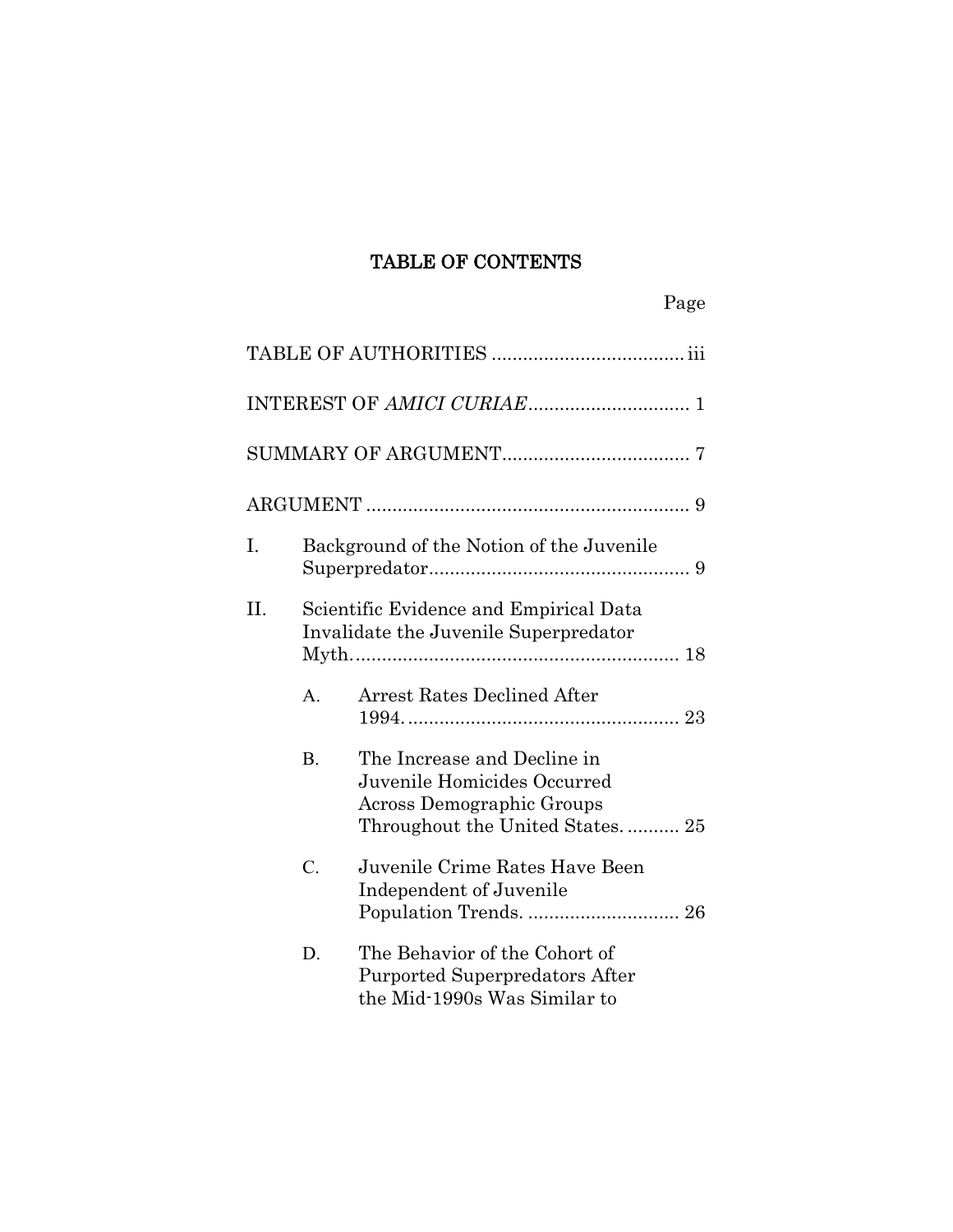# TABLE OF CONTENTS

Page

TABLE OF AUTHORITIES .................................... iii

INTEREST OF *AMICI CURIAE* .............................. 1

SUMMARY OF ARGUMENT.................................... 7

ARGUMENT .............................................................. 9

I. Background of the Notion of the Juvenile Superpredator................................................. 9

II. Scientific Evidence and Empirical Data Invalidate the Juvenile Superpredator Myth.............................................................. 18

   A. Arrest Rates Declined After 1994. ................................................... 23

   B. The Increase and Decline in Juvenile Homicides Occurred Across Demographic Groups Throughout the United States. .......... 25

   C. Juvenile Crime Rates Have Been Independent of Juvenile Population Trends. ............................ 26

   D. The Behavior of the Cohort of Purported Superpredators After the Mid-1990s Was Similar to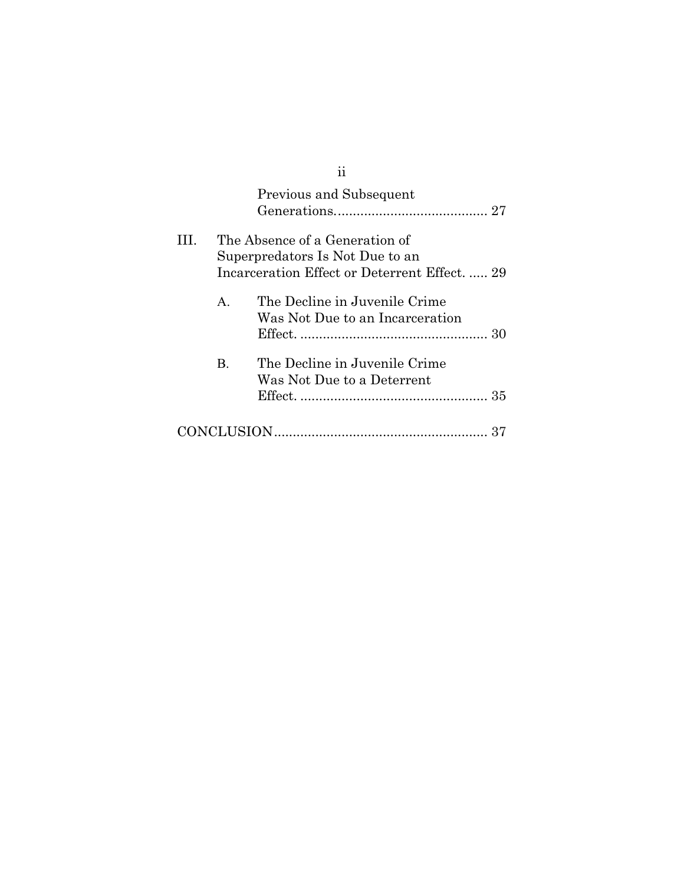Previous and Subsequent Generations......................................... 27

III. The Absence of a Generation of Superpredators Is Not Due to an Incarceration Effect or Deterrent Effect. ..... 29

    A. The Decline in Juvenile Crime Was Not Due to an Incarceration Effect. .................................................. 30

    B. The Decline in Juvenile Crime Was Not Due to a Deterrent Effect. .................................................. 35

CONCLUSION........................................................ 37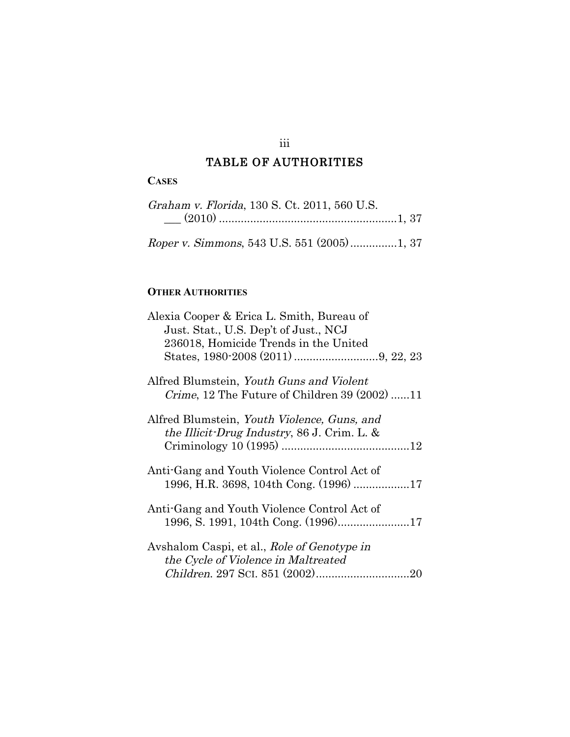# TABLE OF AUTHORITIES

**CASES**

*Graham v. Florida*, 130 S. Ct. 2011, 560 U.S. ___ (2010) ........................................................1, 37

*Roper v. Simmons*, 543 U.S. 551 (2005)..............1, 37

**OTHER AUTHORITIES**

Alexia Cooper & Erica L. Smith, Bureau of Just. Stat., U.S. Dep't of Just., NCJ 236018, Homicide Trends in the United States, 1980-2008 (2011) ..........................9, 22, 23

Alfred Blumstein, *Youth Guns and Violent Crime*, 12 The Future of Children 39 (2002) ......11

Alfred Blumstein, *Youth Violence, Guns, and the Illicit-Drug Industry*, 86 J. Crim. L. & Criminology 10 (1995) .........................................12

Anti-Gang and Youth Violence Control Act of 1996, H.R. 3698, 104th Cong. (1996) ..................17

Anti-Gang and Youth Violence Control Act of 1996, S. 1991, 104th Cong. (1996).......................17

Avshalom Caspi, et al., *Role of Genotype in the Cycle of Violence in Maltreated Children*. 297 SCI. 851 (2002)..............................20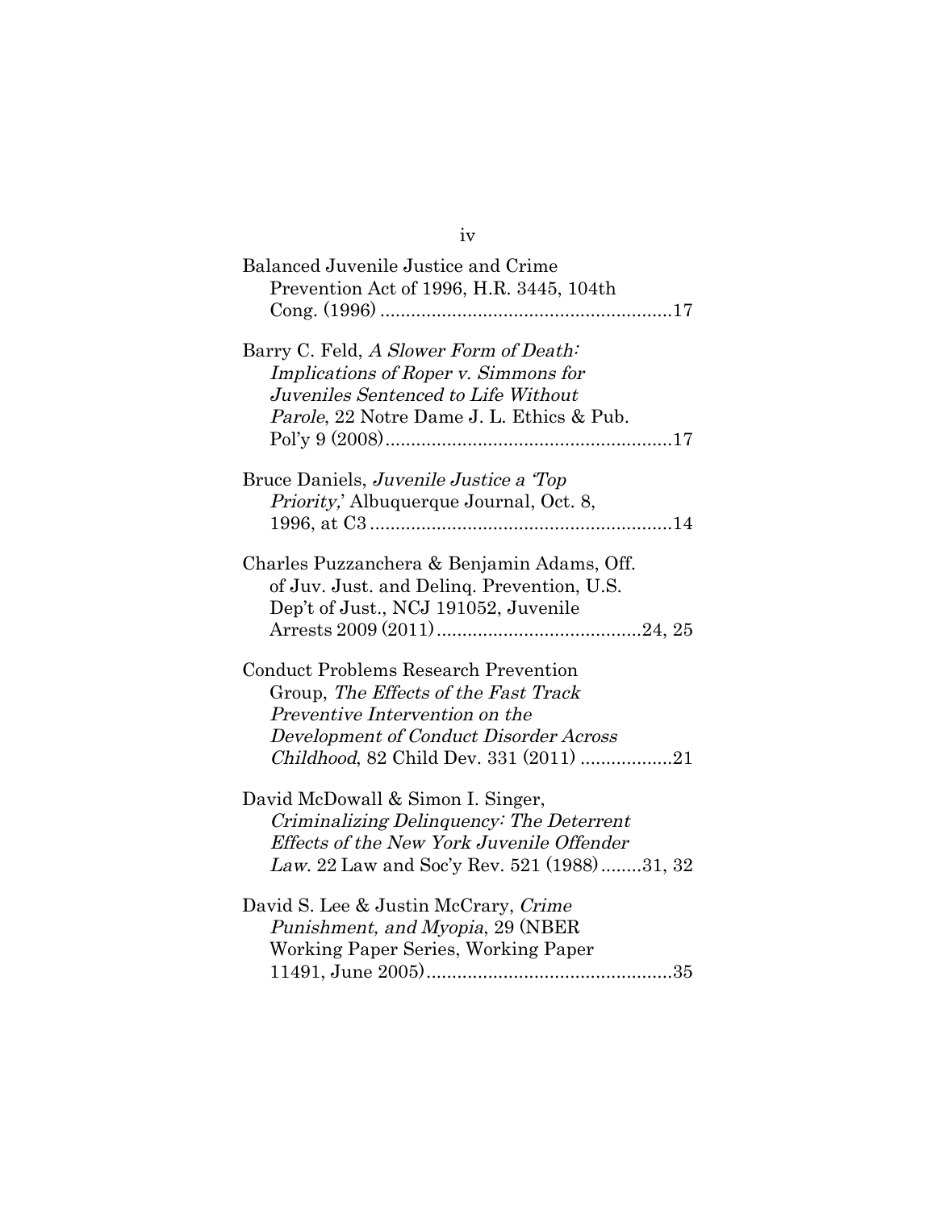Balanced Juvenile Justice and Crime Prevention Act of 1996, H.R. 3445, 104th Cong. (1996) .........................................................17

Barry C. Feld, *A Slower Form of Death: Implications of Roper v. Simmons for Juveniles Sentenced to Life Without Parole*, 22 Notre Dame J. L. Ethics & Pub. Pol'y 9 (2008).........................................................17

Bruce Daniels, *Juvenile Justice a 'Top Priority,'* Albuquerque Journal, Oct. 8, 1996, at C3...........................................................14

Charles Puzzanchera & Benjamin Adams, Off. of Juv. Just. and Delinq. Prevention, U.S. Dep't of Just., NCJ 191052, Juvenile Arrests 2009 (2011) ........................................24, 25

Conduct Problems Research Prevention Group, *The Effects of the Fast Track Preventive Intervention on the Development of Conduct Disorder Across Childhood*, 82 Child Dev. 331 (2011) ..................21

David McDowall & Simon I. Singer, *Criminalizing Delinquency: The Deterrent Effects of the New York Juvenile Offender Law*. 22 Law and Soc'y Rev. 521 (1988)........31, 32

David S. Lee & Justin McCrary, *Crime Punishment, and Myopia*, 29 (NBER Working Paper Series, Working Paper 11491, June 2005)................................................35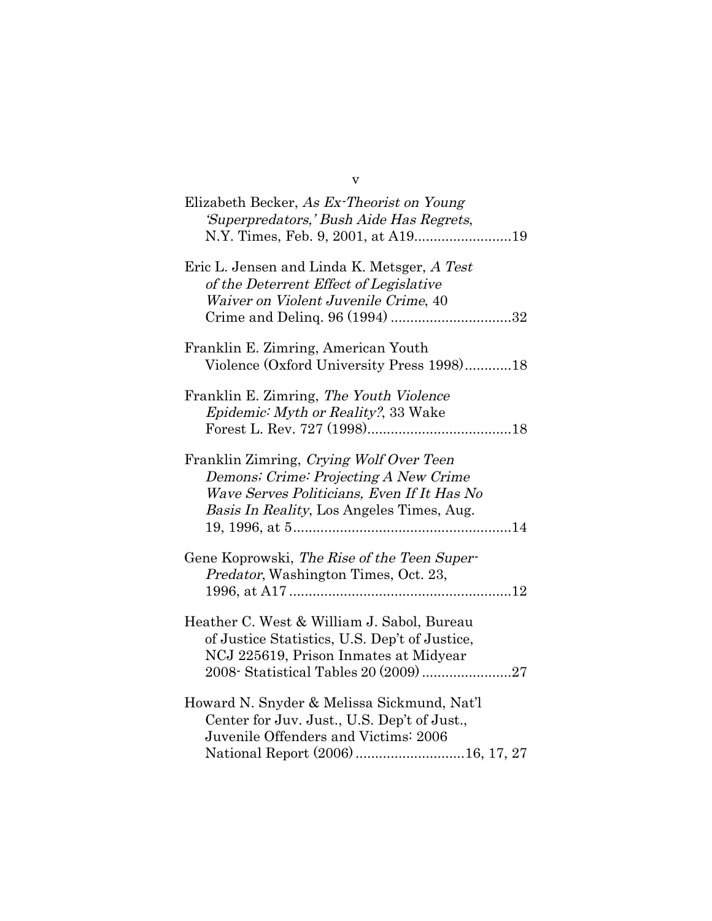Elizabeth Becker, *As Ex-Theorist on Young 'Superpredators,' Bush Aide Has Regrets*, N.Y. Times, Feb. 9, 2001, at A19........................19

Eric L. Jensen and Linda K. Metsger, *A Test of the Deterrent Effect of Legislative Waiver on Violent Juvenile Crime*, 40 Crime and Delinq. 96 (1994) ..............................32

Franklin E. Zimring, American Youth Violence (Oxford University Press 1998)............18

Franklin E. Zimring, *The Youth Violence Epidemic: Myth or Reality?*, 33 Wake Forest L. Rev. 727 (1998)....................................18

Franklin Zimring, *Crying Wolf Over Teen Demons; Crime: Projecting A New Crime Wave Serves Politicians, Even If It Has No Basis In Reality*, Los Angeles Times, Aug. 19, 1996, at 5.......................................................14

Gene Koprowski, *The Rise of the Teen Super-Predator*, Washington Times, Oct. 23, 1996, at A17........................................................12

Heather C. West & William J. Sabol, Bureau of Justice Statistics, U.S. Dep't of Justice, NCJ 225619, Prison Inmates at Midyear 2008- Statistical Tables 20 (2009) .......................27

Howard N. Snyder & Melissa Sickmund, Nat'l Center for Juv. Just., U.S. Dep't of Just., Juvenile Offenders and Victims: 2006 National Report (2006)...........................16, 17, 27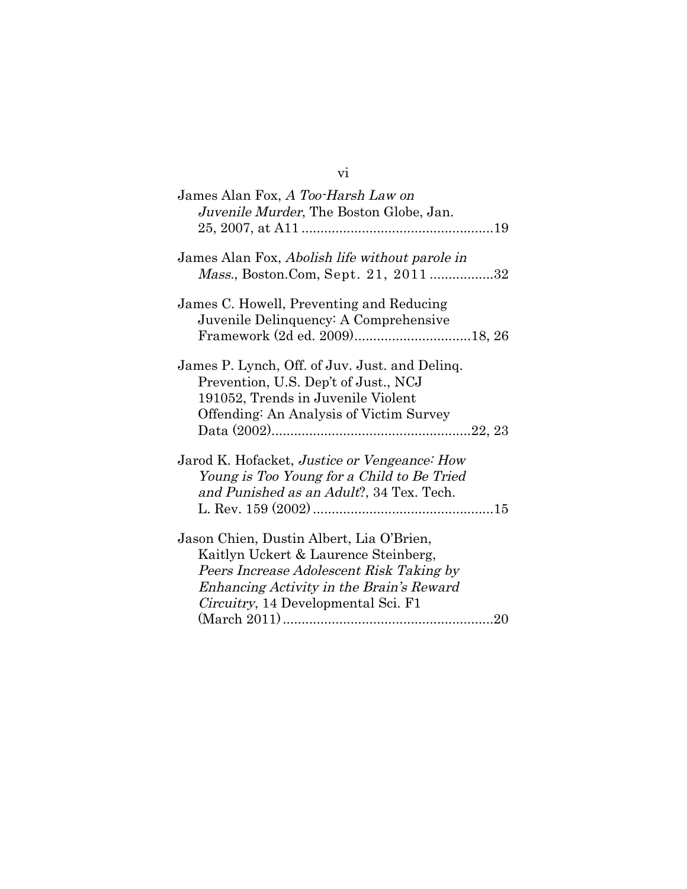James Alan Fox, *A Too-Harsh Law on Juvenile Murder*, The Boston Globe, Jan. 25, 2007, at A11 ....................................................19

James Alan Fox, *Abolish life without parole in Mass.*, Boston.Com, Sept. 21, 2011 .................32

James C. Howell, Preventing and Reducing Juvenile Delinquency: A Comprehensive Framework (2d ed. 2009)...............................18, 26

James P. Lynch, Off. of Juv. Just. and Delinq. Prevention, U.S. Dep't of Just., NCJ 191052, Trends in Juvenile Violent Offending: An Analysis of Victim Survey Data (2002).....................................................22, 23

Jarod K. Hofacket, *Justice or Vengeance: How Young is Too Young for a Child to Be Tried and Punished as an Adult?*, 34 Tex. Tech. L. Rev. 159 (2002) ................................................15

Jason Chien, Dustin Albert, Lia O'Brien, Kaitlyn Uckert & Laurence Steinberg, *Peers Increase Adolescent Risk Taking by Enhancing Activity in the Brain's Reward Circuitry*, 14 Developmental Sci. F1 (March 2011).........................................................20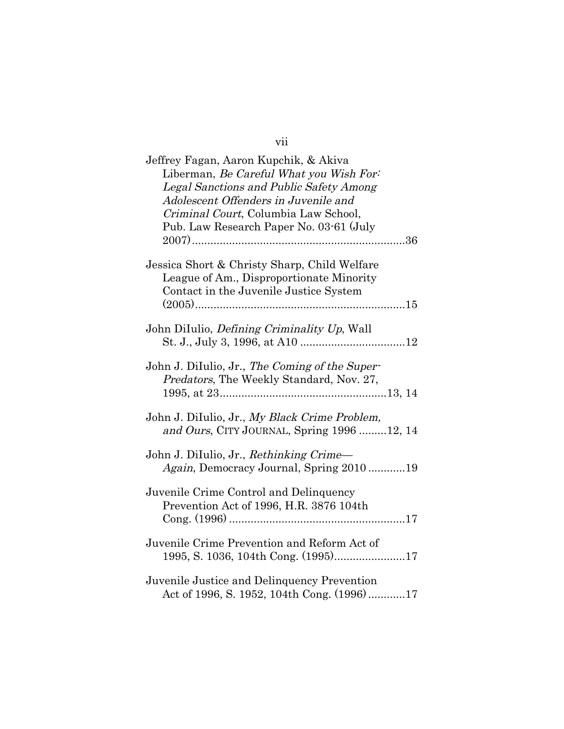Jeffrey Fagan, Aaron Kupchik, & Akiva Liberman, *Be Careful What you Wish For: Legal Sanctions and Public Safety Among Adolescent Offenders in Juvenile and Criminal Court*, Columbia Law School, Pub. Law Research Paper No. 03-61 (July 2007)....................................................................36

Jessica Short & Christy Sharp, Child Welfare League of Am., Disproportionate Minority Contact in the Juvenile Justice System (2005)...................................................................15

John DiIulio, *Defining Criminality Up*, Wall St. J., July 3, 1996, at A10 .................................12

John J. DiIulio, Jr., *The Coming of the Super-Predators*, The Weekly Standard, Nov. 27, 1995, at 23.....................................................13, 14

John J. DiIulio, Jr., *My Black Crime Problem, and Ours*, CITY JOURNAL, Spring 1996 .........12, 14

John J. DiIulio, Jr., *Rethinking Crime—Again*, Democracy Journal, Spring 2010 ............19

Juvenile Crime Control and Delinquency Prevention Act of 1996, H.R. 3876 104th Cong. (1996) ........................................................17

Juvenile Crime Prevention and Reform Act of 1995, S. 1036, 104th Cong. (1995).......................17

Juvenile Justice and Delinquency Prevention Act of 1996, S. 1952, 104th Cong. (1996) ............17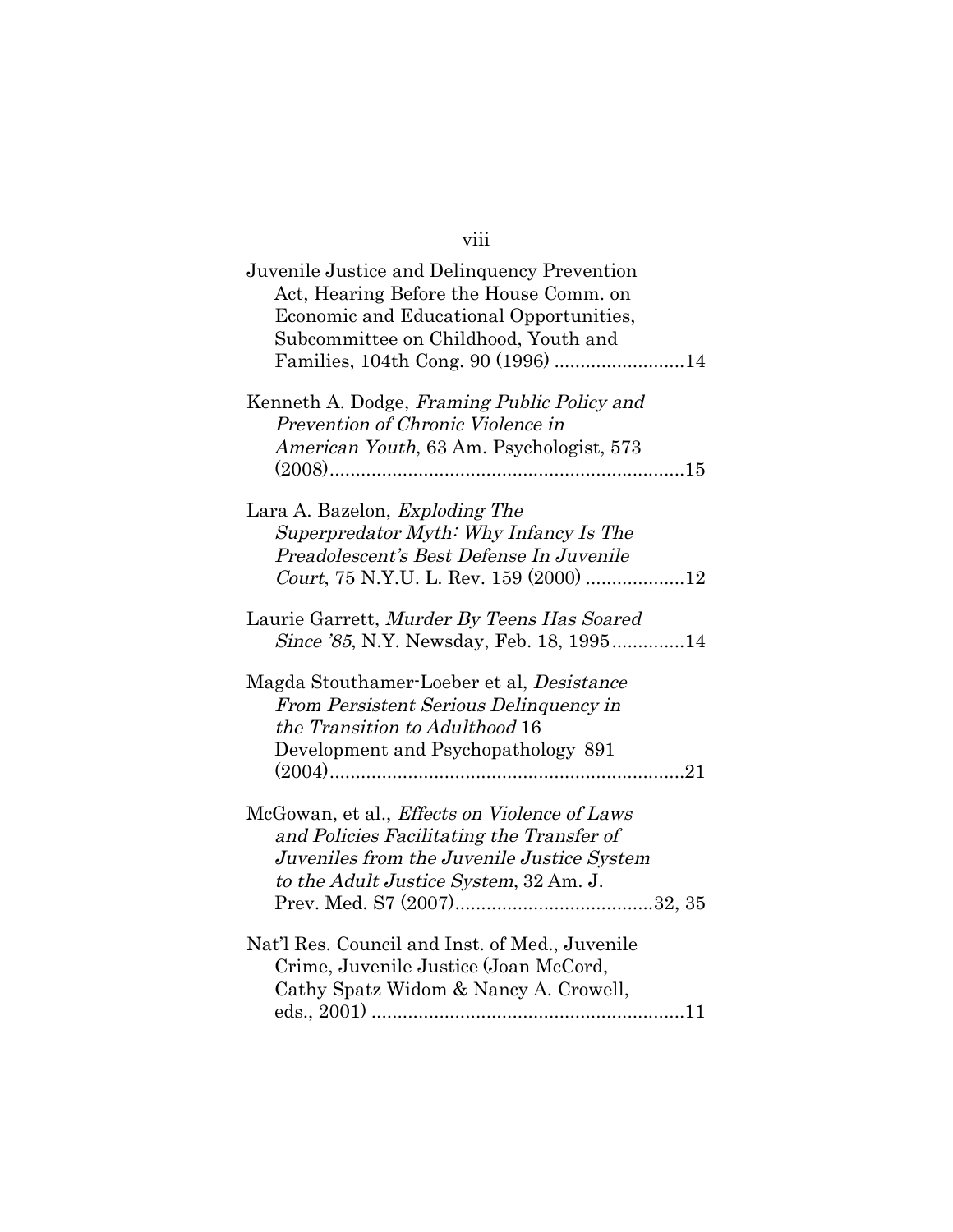Juvenile Justice and Delinquency Prevention Act, Hearing Before the House Comm. on Economic and Educational Opportunities, Subcommittee on Childhood, Youth and Families, 104th Cong. 90 (1996) ........................14

Kenneth A. Dodge, *Framing Public Policy and Prevention of Chronic Violence in American Youth*, 63 Am. Psychologist, 573 (2008)..................................................................15

Lara A. Bazelon, *Exploding The Superpredator Myth: Why Infancy Is The Preadolescent's Best Defense In Juvenile Court*, 75 N.Y.U. L. Rev. 159 (2000) ..................12

Laurie Garrett, *Murder By Teens Has Soared Since '85*, N.Y. Newsday, Feb. 18, 1995.............14

Magda Stouthamer-Loeber et al, *Desistance From Persistent Serious Delinquency in the Transition to Adulthood* 16 Development and Psychopathology 891 (2004)..................................................................21

McGowan, et al., *Effects on Violence of Laws and Policies Facilitating the Transfer of Juveniles from the Juvenile Justice System to the Adult Justice System*, 32 Am. J. Prev. Med. S7 (2007).....................................32, 35

Nat'l Res. Council and Inst. of Med., Juvenile Crime, Juvenile Justice (Joan McCord, Cathy Spatz Widom & Nancy A. Crowell, eds., 2001) ..........................................................11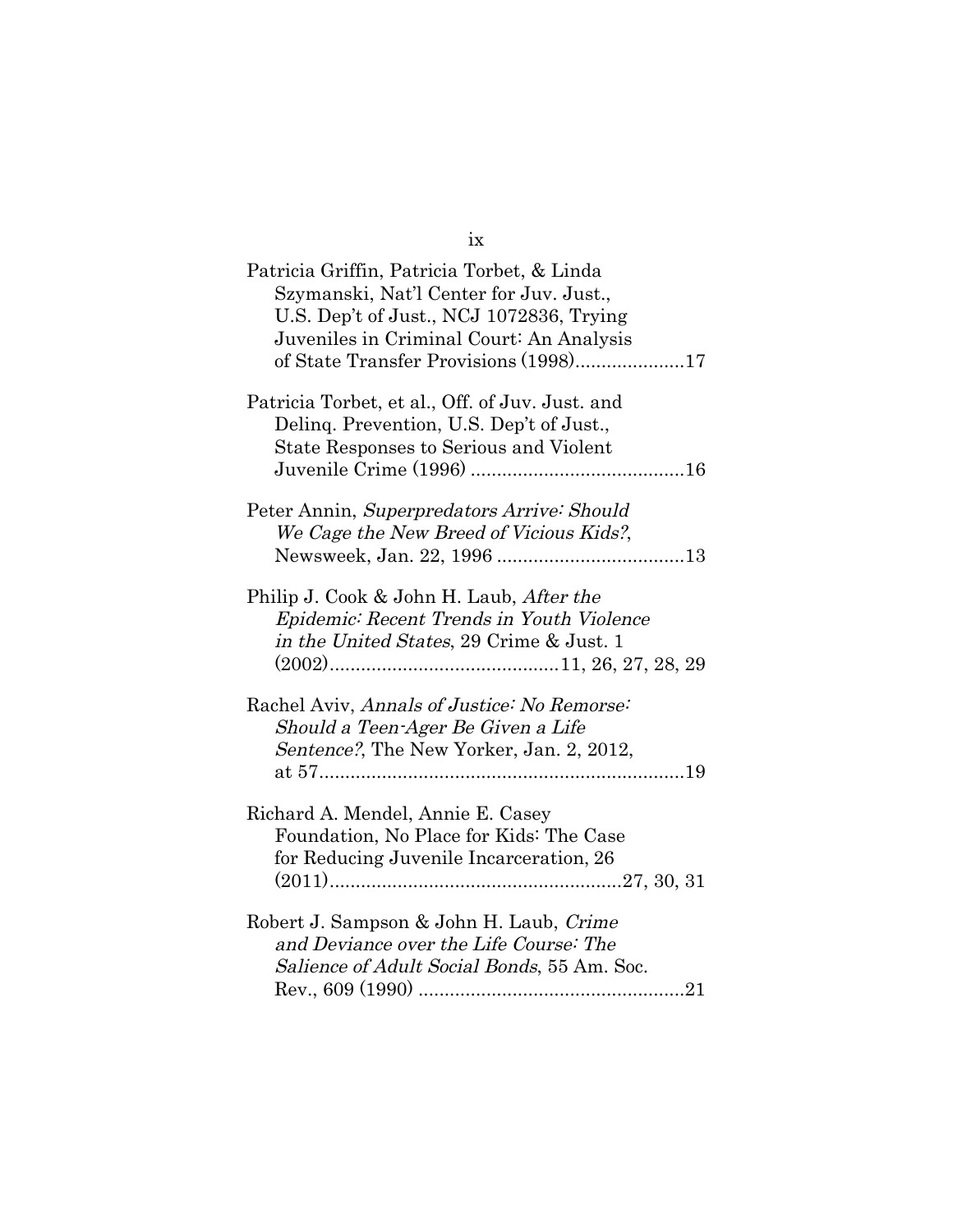Patricia Griffin, Patricia Torbet, & Linda Szymanski, Nat'l Center for Juv. Just., U.S. Dep't of Just., NCJ 1072836, Trying Juveniles in Criminal Court: An Analysis of State Transfer Provisions (1998).....................17

Patricia Torbet, et al., Off. of Juv. Just. and Delinq. Prevention, U.S. Dep't of Just., State Responses to Serious and Violent Juvenile Crime (1996) .........................................16

Peter Annin, *Superpredators Arrive: Should We Cage the New Breed of Vicious Kids?*, Newsweek, Jan. 22, 1996 ....................................13

Philip J. Cook & John H. Laub, *After the Epidemic: Recent Trends in Youth Violence in the United States*, 29 Crime & Just. 1 (2002)...........................................11, 26, 27, 28, 29

Rachel Aviv, *Annals of Justice: No Remorse: Should a Teen-Ager Be Given a Life Sentence?*, The New Yorker, Jan. 2, 2012, at 57......................................................................19

Richard A. Mendel, Annie E. Casey Foundation, No Place for Kids: The Case for Reducing Juvenile Incarceration, 26 (2011)........................................................27, 30, 31

Robert J. Sampson & John H. Laub, *Crime and Deviance over the Life Course: The Salience of Adult Social Bonds*, 55 Am. Soc. Rev., 609 (1990) ...................................................21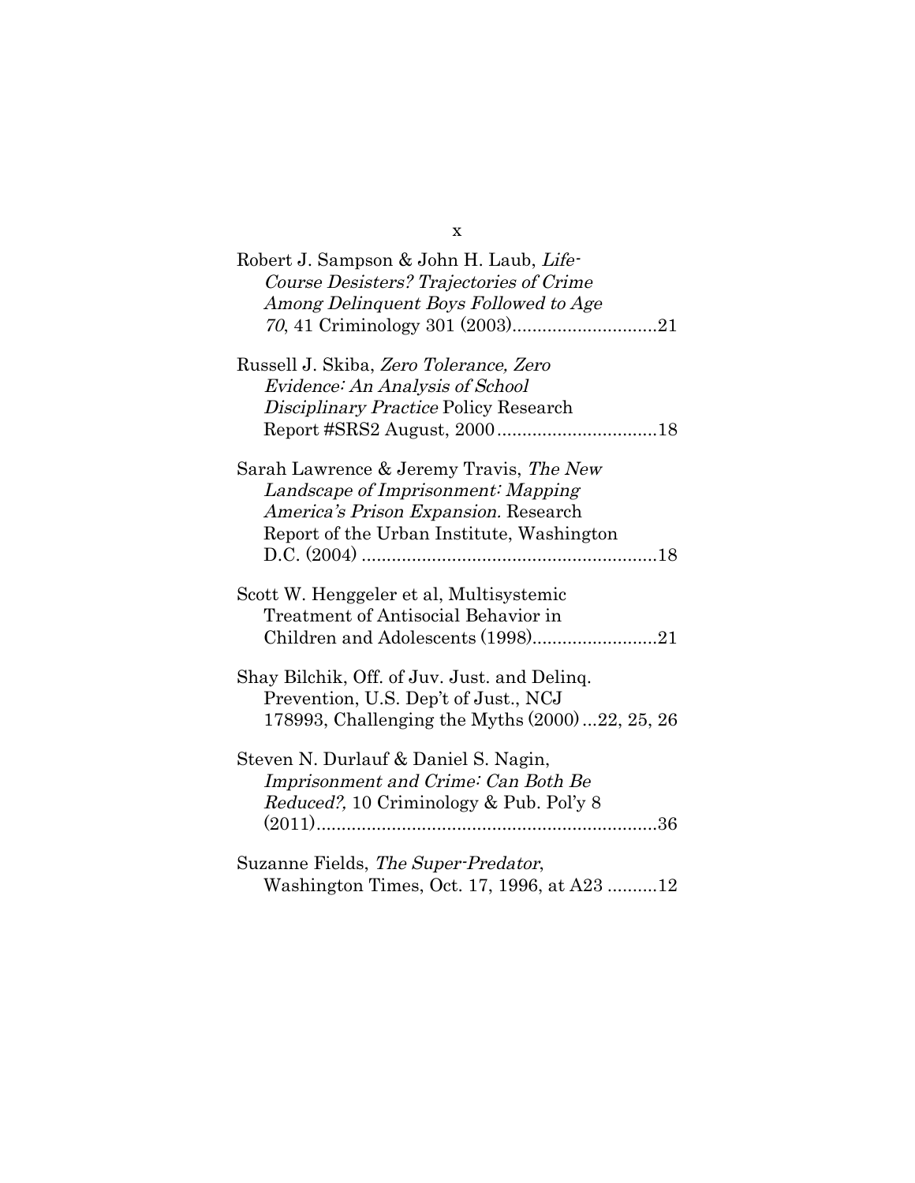Robert J. Sampson & John H. Laub, *Life-Course Desisters? Trajectories of Crime Among Delinquent Boys Followed to Age 70*, 41 Criminology 301 (2003)............................21

Russell J. Skiba, *Zero Tolerance, Zero Evidence: An Analysis of School Disciplinary Practice* Policy Research Report #SRS2 August, 2000................................18

Sarah Lawrence & Jeremy Travis, *The New Landscape of Imprisonment: Mapping America's Prison Expansion.* Research Report of the Urban Institute, Washington D.C. (2004) ..........................................................18

Scott W. Henggeler et al, Multisystemic Treatment of Antisocial Behavior in Children and Adolescents (1998).........................21

Shay Bilchik, Off. of Juv. Just. and Delinq. Prevention, U.S. Dep't of Just., NCJ 178993, Challenging the Myths (2000)...22, 25, 26

Steven N. Durlauf & Daniel S. Nagin, *Imprisonment and Crime: Can Both Be Reduced?,* 10 Criminology & Pub. Pol'y 8 (2011)....................................................................36

Suzanne Fields, *The Super-Predator*, Washington Times, Oct. 17, 1996, at A23 ..........12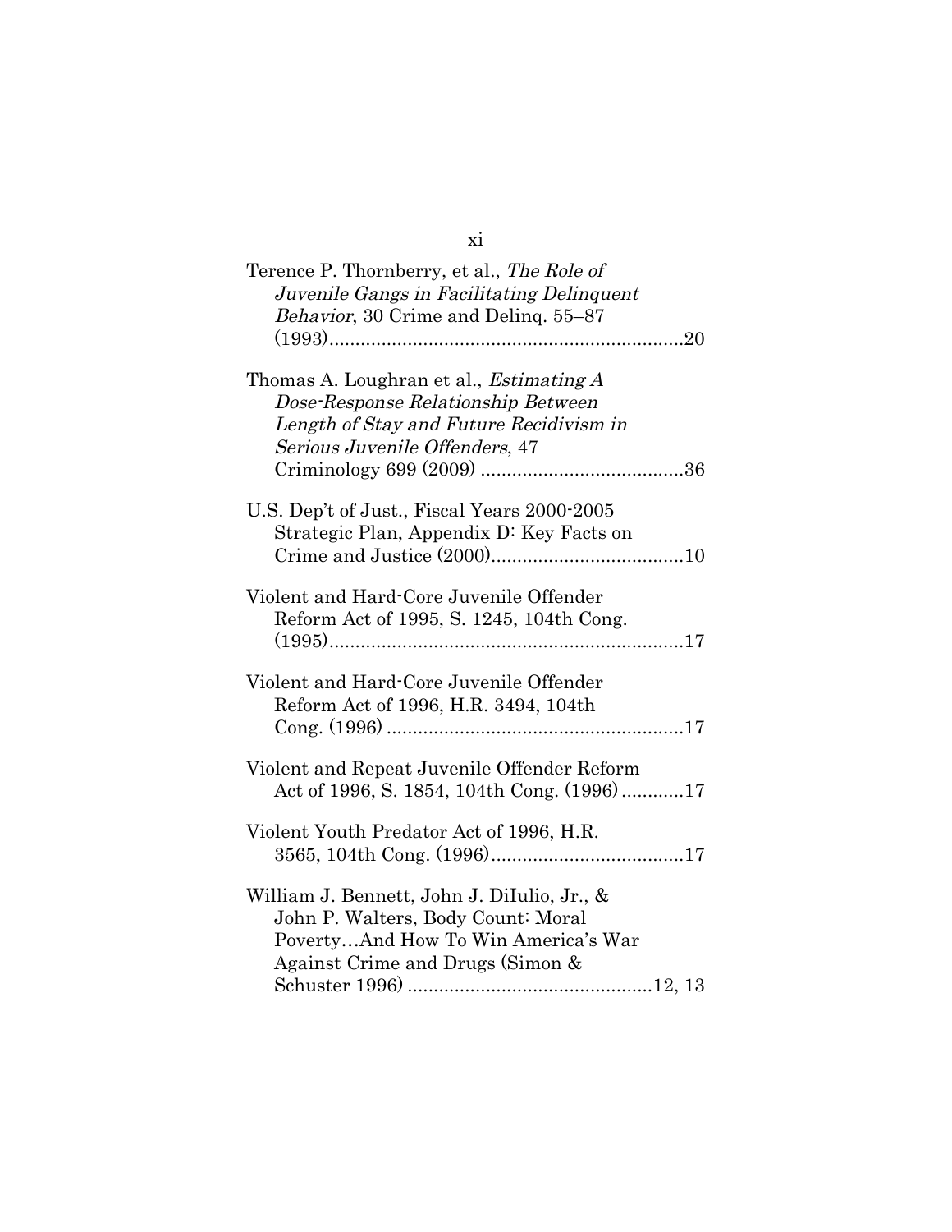Terence P. Thornberry, et al., *The Role of Juvenile Gangs in Facilitating Delinquent Behavior*, 30 Crime and Delinq. 55–87 (1993)....................................................................20

Thomas A. Loughran et al., *Estimating A Dose-Response Relationship Between Length of Stay and Future Recidivism in Serious Juvenile Offenders*, 47 Criminology 699 (2009) .......................................36

U.S. Dep't of Just., Fiscal Years 2000-2005 Strategic Plan, Appendix D: Key Facts on Crime and Justice (2000).....................................10

Violent and Hard-Core Juvenile Offender Reform Act of 1995, S. 1245, 104th Cong. (1995)....................................................................17

Violent and Hard-Core Juvenile Offender Reform Act of 1996, H.R. 3494, 104th Cong. (1996) .........................................................17

Violent and Repeat Juvenile Offender Reform Act of 1996, S. 1854, 104th Cong. (1996)............17

Violent Youth Predator Act of 1996, H.R. 3565, 104th Cong. (1996).....................................17

William J. Bennett, John J. DiIulio, Jr., & John P. Walters, Body Count: Moral Poverty…And How To Win America's War Against Crime and Drugs (Simon & Schuster 1996) ..............................................12, 13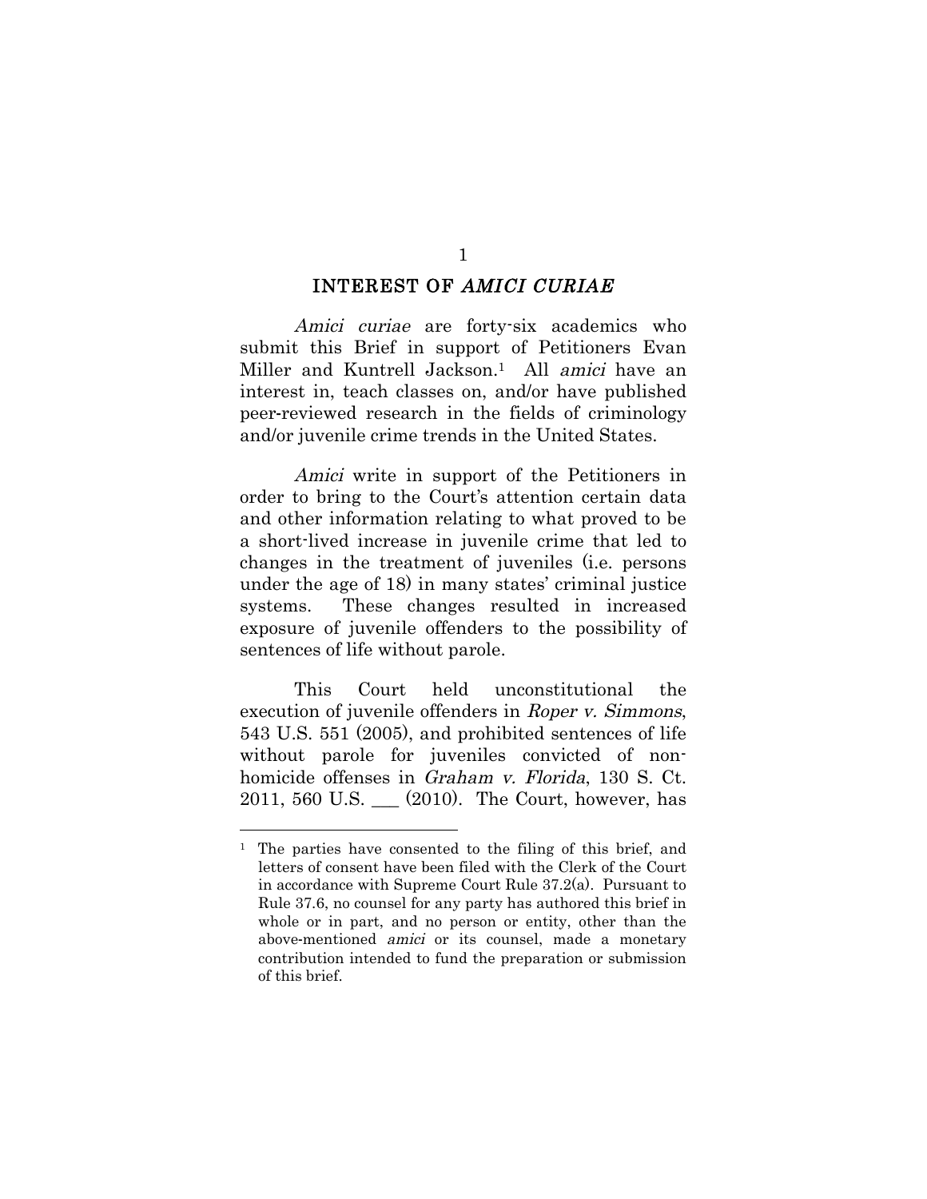## INTEREST OF *AMICI CURIAE*

*Amici curiae* are forty-six academics who submit this Brief in support of Petitioners Evan Miller and Kuntrell Jackson.[1] All *amici* have an interest in, teach classes on, and/or have published peer-reviewed research in the fields of criminology and/or juvenile crime trends in the United States.

*Amici* write in support of the Petitioners in order to bring to the Court's attention certain data and other information relating to what proved to be a short-lived increase in juvenile crime that led to changes in the treatment of juveniles (i.e. persons under the age of 18) in many states' criminal justice systems. These changes resulted in increased exposure of juvenile offenders to the possibility of sentences of life without parole.

This Court held unconstitutional the execution of juvenile offenders in *Roper v. Simmons*, 543 U.S. 551 (2005), and prohibited sentences of life without parole for juveniles convicted of non-homicide offenses in *Graham v. Florida*, 130 S. Ct. 2011, 560 U.S. ___ (2010). The Court, however, has

---

[1] The parties have consented to the filing of this brief, and letters of consent have been filed with the Clerk of the Court in accordance with Supreme Court Rule 37.2(a). Pursuant to Rule 37.6, no counsel for any party has authored this brief in whole or in part, and no person or entity, other than the above-mentioned *amici* or its counsel, made a monetary contribution intended to fund the preparation or submission of this brief.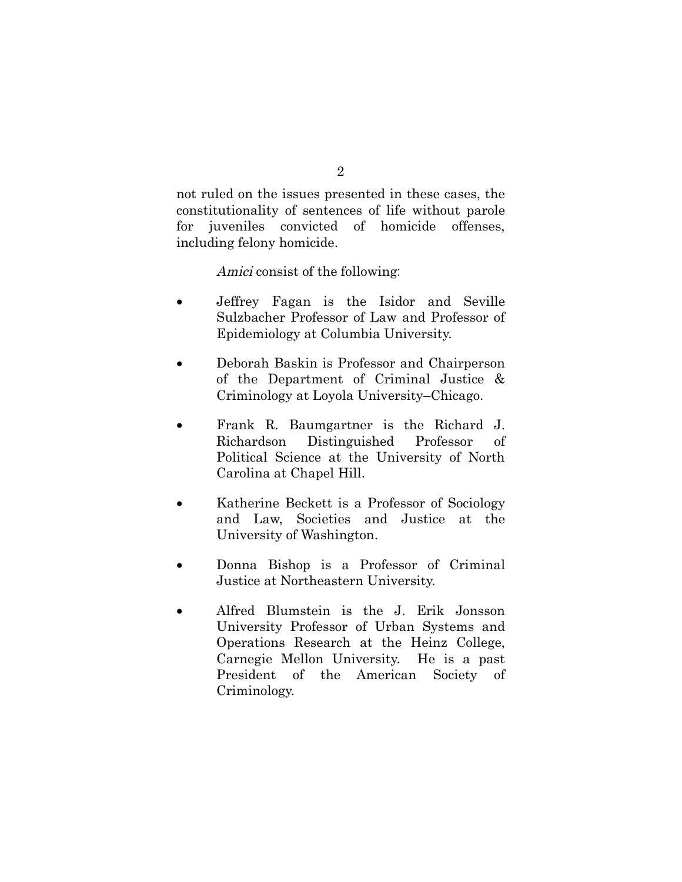not ruled on the issues presented in these cases, the constitutionality of sentences of life without parole for juveniles convicted of homicide offenses, including felony homicide.

*Amici* consist of the following:

- Jeffrey Fagan is the Isidor and Seville Sulzbacher Professor of Law and Professor of Epidemiology at Columbia University.

- Deborah Baskin is Professor and Chairperson of the Department of Criminal Justice & Criminology at Loyola University–Chicago.

- Frank R. Baumgartner is the Richard J. Richardson Distinguished Professor of Political Science at the University of North Carolina at Chapel Hill.

- Katherine Beckett is a Professor of Sociology and Law, Societies and Justice at the University of Washington.

- Donna Bishop is a Professor of Criminal Justice at Northeastern University.

- Alfred Blumstein is the J. Erik Jonsson University Professor of Urban Systems and Operations Research at the Heinz College, Carnegie Mellon University. He is a past President of the American Society of Criminology.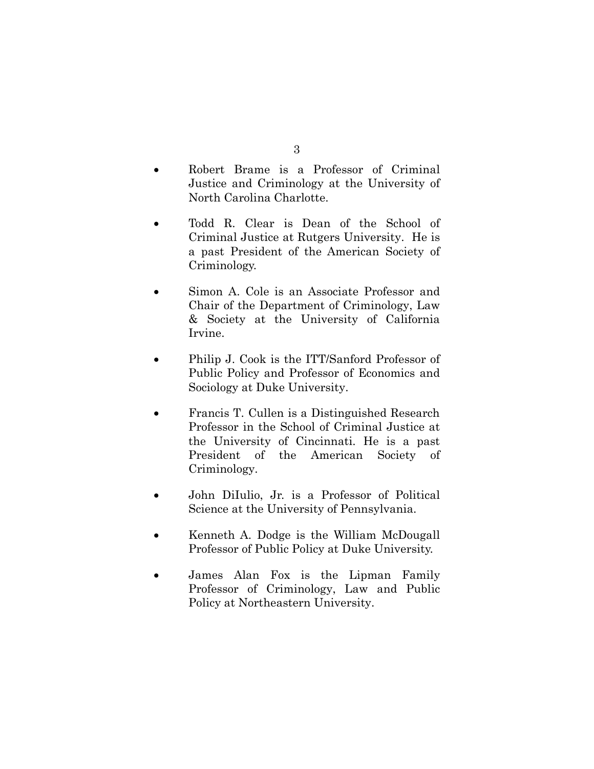- Robert Brame is a Professor of Criminal Justice and Criminology at the University of North Carolina Charlotte.

- Todd R. Clear is Dean of the School of Criminal Justice at Rutgers University. He is a past President of the American Society of Criminology.

- Simon A. Cole is an Associate Professor and Chair of the Department of Criminology, Law & Society at the University of California Irvine.

- Philip J. Cook is the ITT/Sanford Professor of Public Policy and Professor of Economics and Sociology at Duke University.

- Francis T. Cullen is a Distinguished Research Professor in the School of Criminal Justice at the University of Cincinnati. He is a past President of the American Society of Criminology.

- John DiIulio, Jr. is a Professor of Political Science at the University of Pennsylvania.

- Kenneth A. Dodge is the William McDougall Professor of Public Policy at Duke University.

- James Alan Fox is the Lipman Family Professor of Criminology, Law and Public Policy at Northeastern University.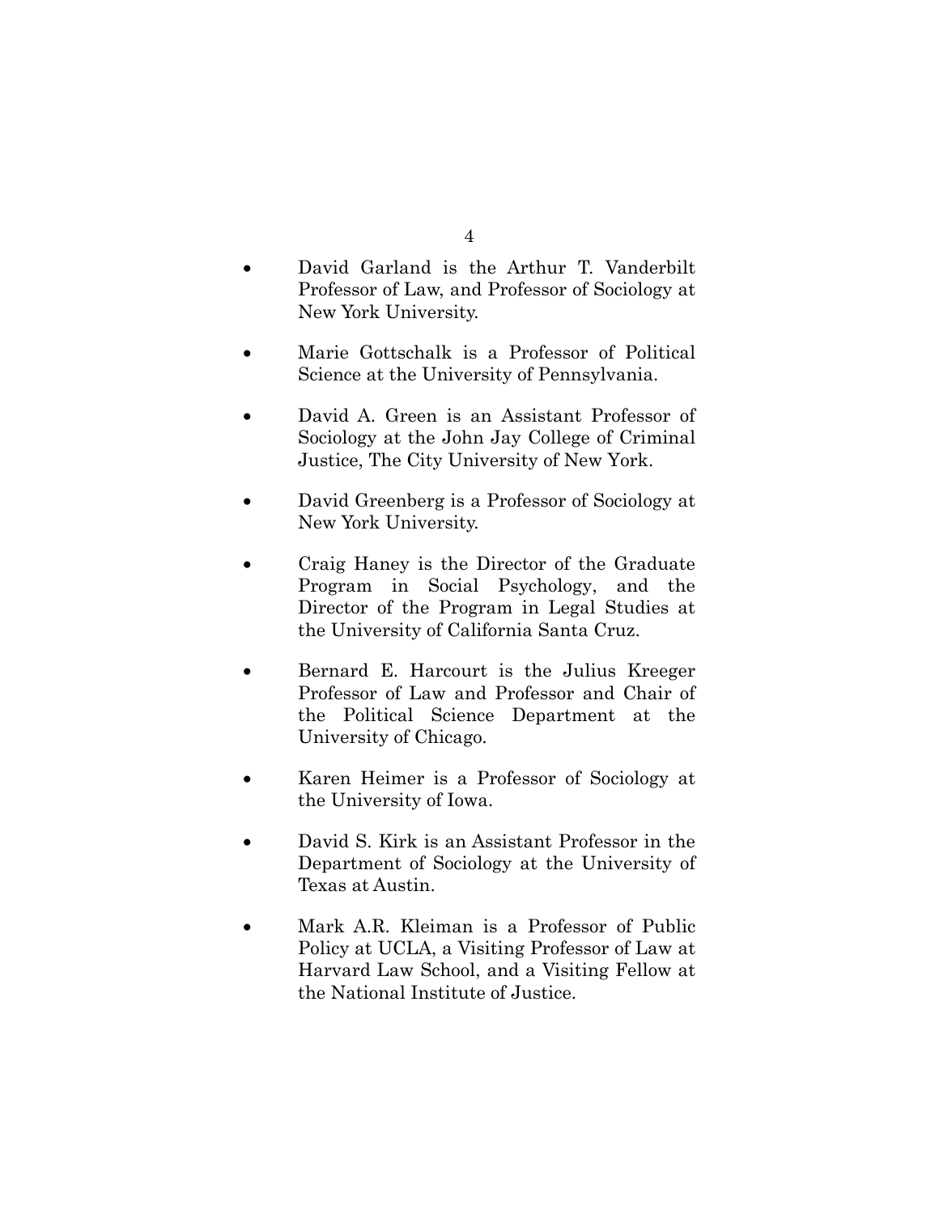- David Garland is the Arthur T. Vanderbilt Professor of Law, and Professor of Sociology at New York University.

- Marie Gottschalk is a Professor of Political Science at the University of Pennsylvania.

- David A. Green is an Assistant Professor of Sociology at the John Jay College of Criminal Justice, The City University of New York.

- David Greenberg is a Professor of Sociology at New York University.

- Craig Haney is the Director of the Graduate Program in Social Psychology, and the Director of the Program in Legal Studies at the University of California Santa Cruz.

- Bernard E. Harcourt is the Julius Kreeger Professor of Law and Professor and Chair of the Political Science Department at the University of Chicago.

- Karen Heimer is a Professor of Sociology at the University of Iowa.

- David S. Kirk is an Assistant Professor in the Department of Sociology at the University of Texas at Austin.

- Mark A.R. Kleiman is a Professor of Public Policy at UCLA, a Visiting Professor of Law at Harvard Law School, and a Visiting Fellow at the National Institute of Justice.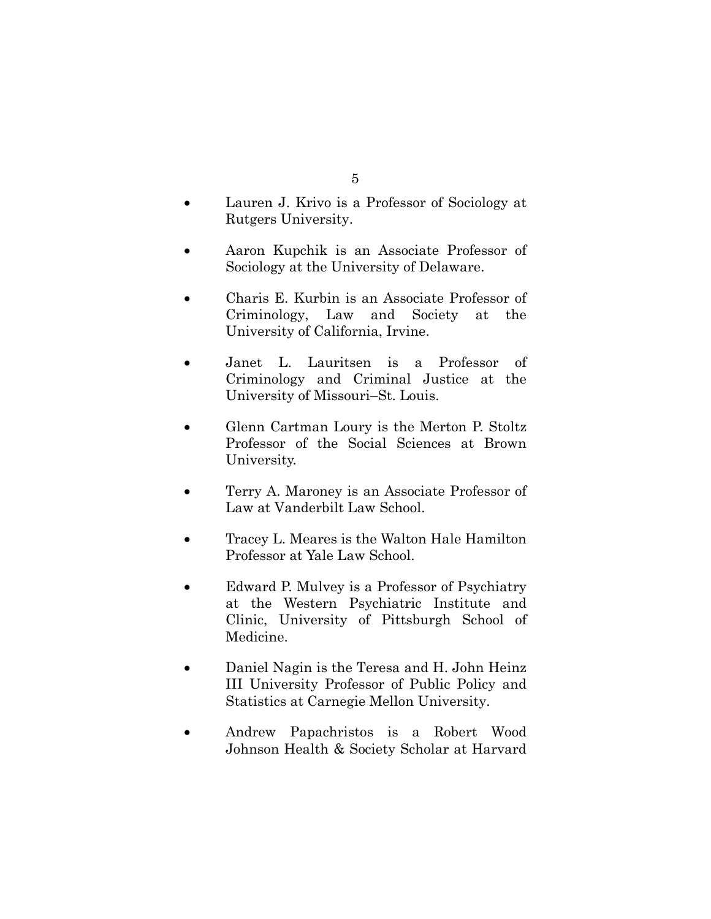- Lauren J. Krivo is a Professor of Sociology at Rutgers University.
- Aaron Kupchik is an Associate Professor of Sociology at the University of Delaware.
- Charis E. Kurbin is an Associate Professor of Criminology, Law and Society at the University of California, Irvine.
- Janet L. Lauritsen is a Professor of Criminology and Criminal Justice at the University of Missouri–St. Louis.
- Glenn Cartman Loury is the Merton P. Stoltz Professor of the Social Sciences at Brown University.
- Terry A. Maroney is an Associate Professor of Law at Vanderbilt Law School.
- Tracey L. Meares is the Walton Hale Hamilton Professor at Yale Law School.
- Edward P. Mulvey is a Professor of Psychiatry at the Western Psychiatric Institute and Clinic, University of Pittsburgh School of Medicine.
- Daniel Nagin is the Teresa and H. John Heinz III University Professor of Public Policy and Statistics at Carnegie Mellon University.
- Andrew Papachristos is a Robert Wood Johnson Health & Society Scholar at Harvard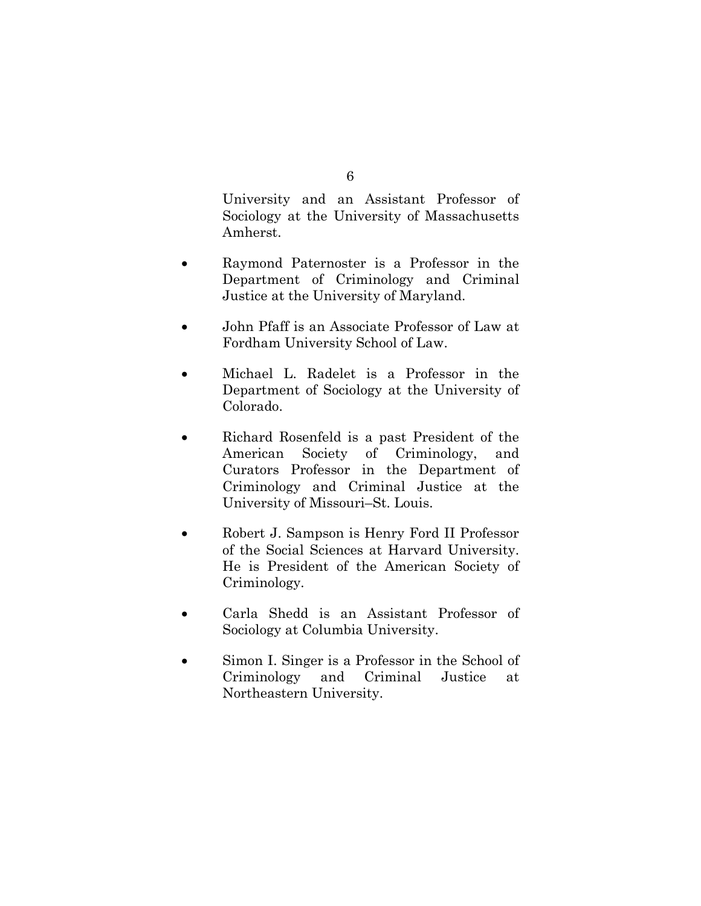University and an Assistant Professor of Sociology at the University of Massachusetts Amherst.

- Raymond Paternoster is a Professor in the Department of Criminology and Criminal Justice at the University of Maryland.
- John Pfaff is an Associate Professor of Law at Fordham University School of Law.
- Michael L. Radelet is a Professor in the Department of Sociology at the University of Colorado.
- Richard Rosenfeld is a past President of the American Society of Criminology, and Curators Professor in the Department of Criminology and Criminal Justice at the University of Missouri–St. Louis.
- Robert J. Sampson is Henry Ford II Professor of the Social Sciences at Harvard University. He is President of the American Society of Criminology.
- Carla Shedd is an Assistant Professor of Sociology at Columbia University.
- Simon I. Singer is a Professor in the School of Criminology and Criminal Justice at Northeastern University.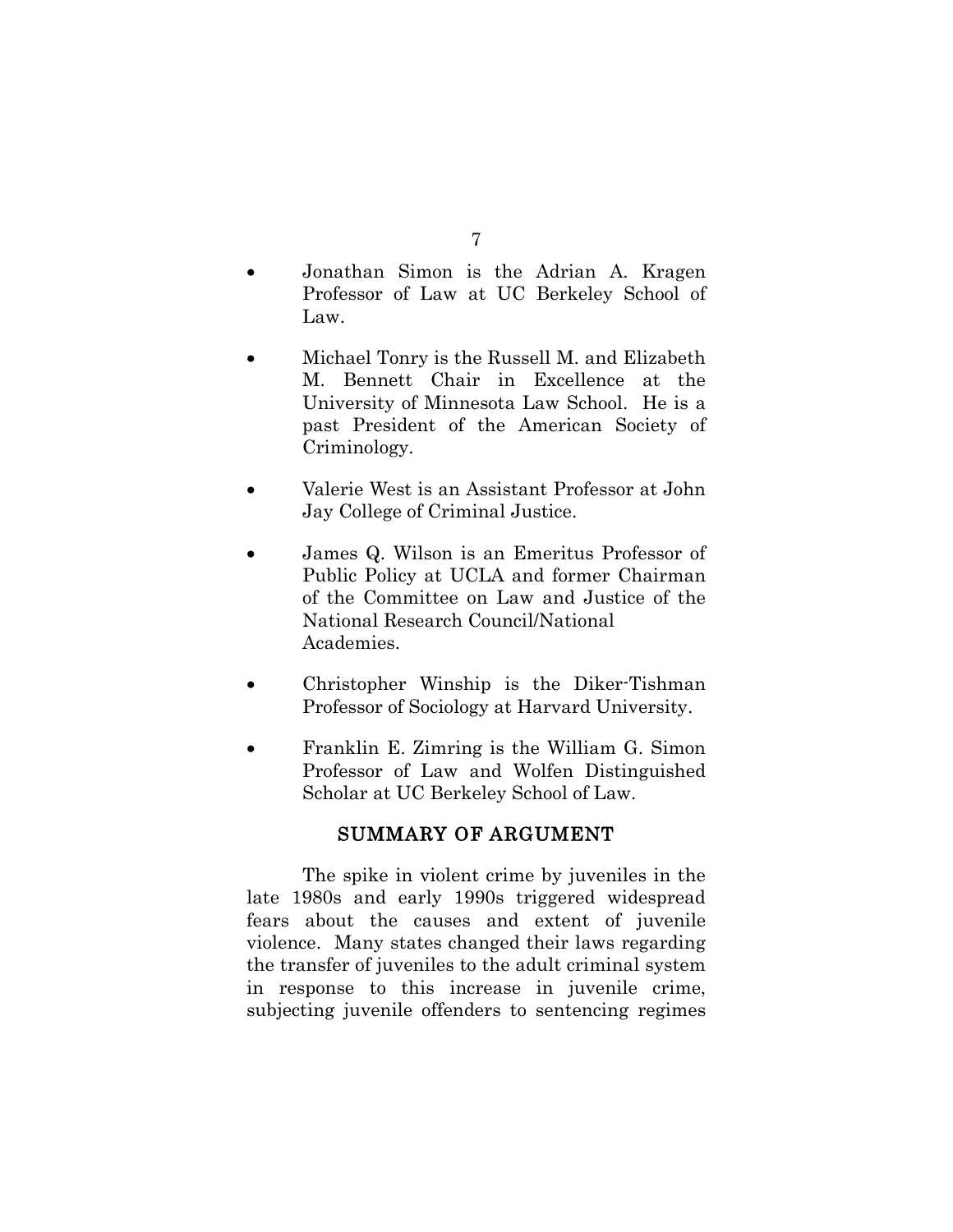- Jonathan Simon is the Adrian A. Kragen Professor of Law at UC Berkeley School of Law.

- Michael Tonry is the Russell M. and Elizabeth M. Bennett Chair in Excellence at the University of Minnesota Law School. He is a past President of the American Society of Criminology.

- Valerie West is an Assistant Professor at John Jay College of Criminal Justice.

- James Q. Wilson is an Emeritus Professor of Public Policy at UCLA and former Chairman of the Committee on Law and Justice of the National Research Council/National Academies.

- Christopher Winship is the Diker-Tishman Professor of Sociology at Harvard University.

- Franklin E. Zimring is the William G. Simon Professor of Law and Wolfen Distinguished Scholar at UC Berkeley School of Law.

## SUMMARY OF ARGUMENT

The spike in violent crime by juveniles in the late 1980s and early 1990s triggered widespread fears about the causes and extent of juvenile violence. Many states changed their laws regarding the transfer of juveniles to the adult criminal system in response to this increase in juvenile crime, subjecting juvenile offenders to sentencing regimes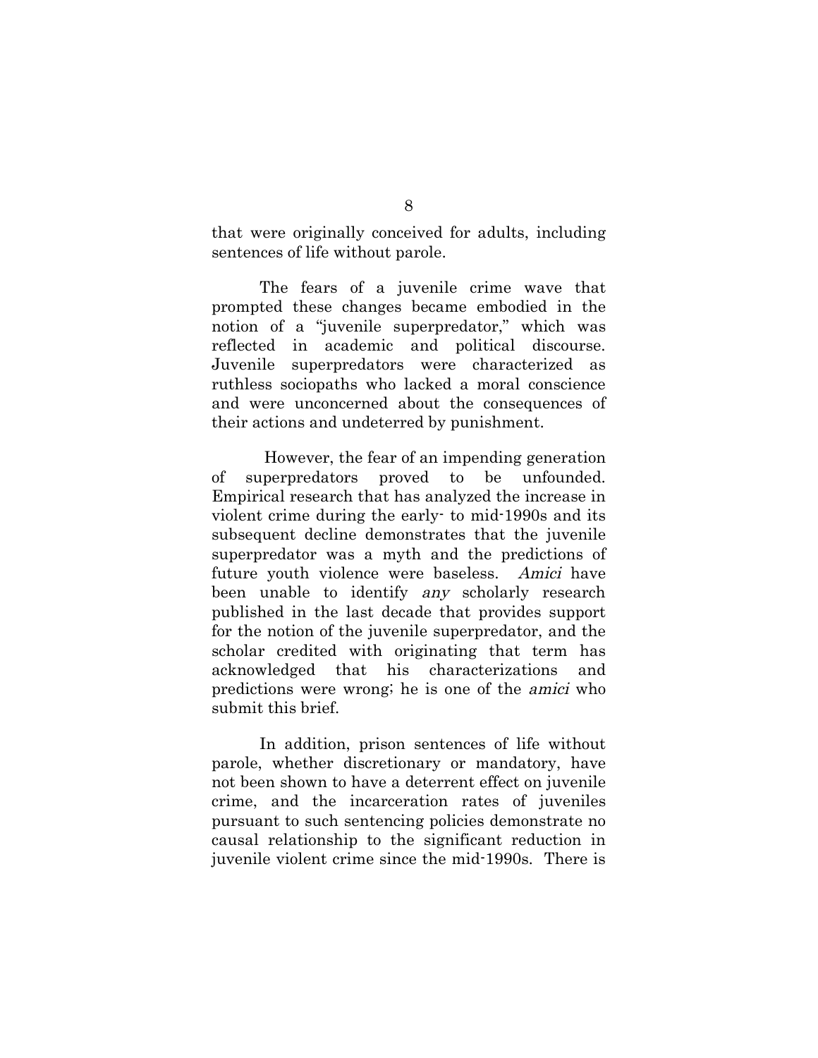that were originally conceived for adults, including sentences of life without parole.

The fears of a juvenile crime wave that prompted these changes became embodied in the notion of a "juvenile superpredator," which was reflected in academic and political discourse. Juvenile superpredators were characterized as ruthless sociopaths who lacked a moral conscience and were unconcerned about the consequences of their actions and undeterred by punishment.

However, the fear of an impending generation of superpredators proved to be unfounded. Empirical research that has analyzed the increase in violent crime during the early- to mid-1990s and its subsequent decline demonstrates that the juvenile superpredator was a myth and the predictions of future youth violence were baseless. *Amici* have been unable to identify *any* scholarly research published in the last decade that provides support for the notion of the juvenile superpredator, and the scholar credited with originating that term has acknowledged that his characterizations and predictions were wrong; he is one of the *amici* who submit this brief.

In addition, prison sentences of life without parole, whether discretionary or mandatory, have not been shown to have a deterrent effect on juvenile crime, and the incarceration rates of juveniles pursuant to such sentencing policies demonstrate no causal relationship to the significant reduction in juvenile violent crime since the mid-1990s. There is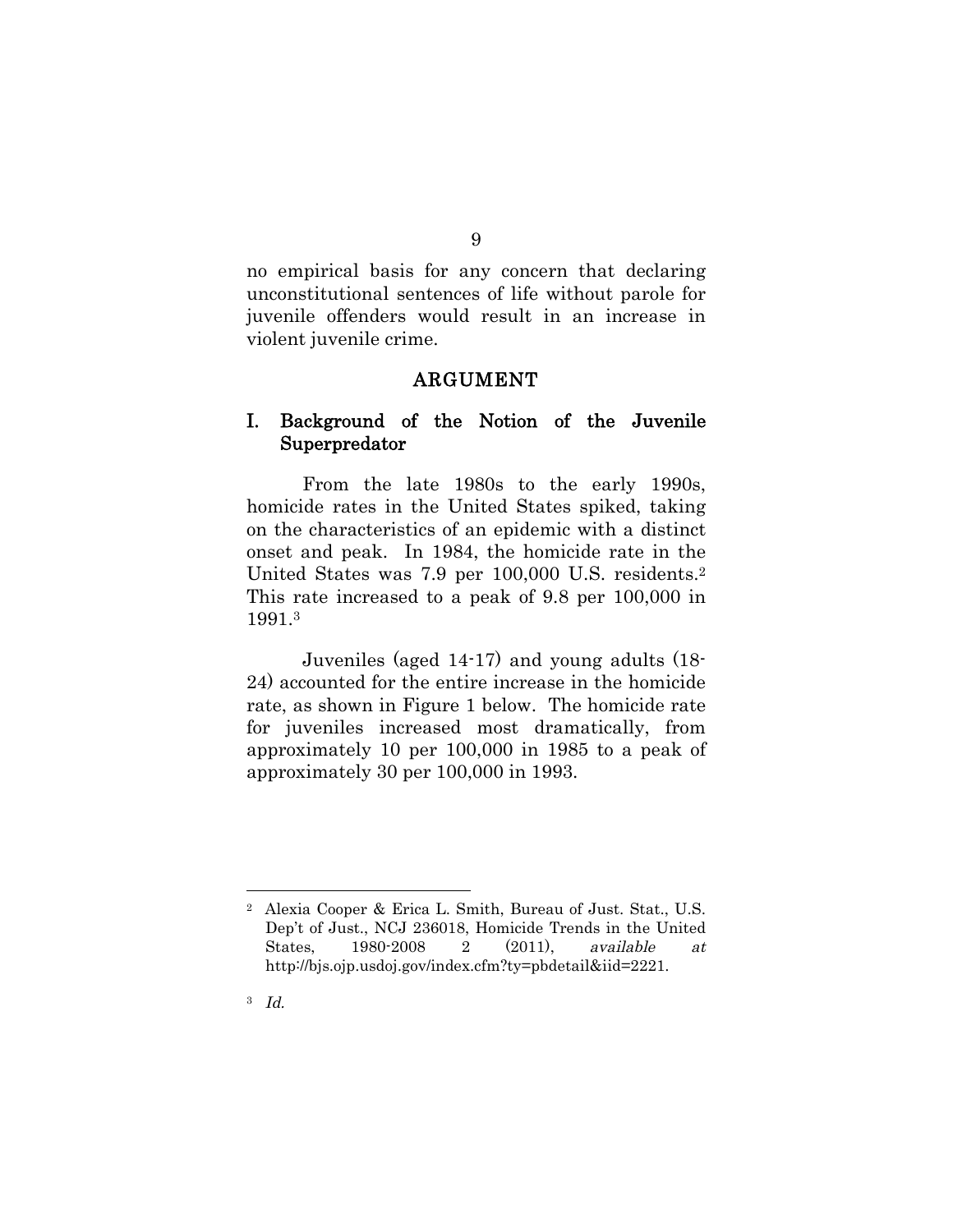no empirical basis for any concern that declaring unconstitutional sentences of life without parole for juvenile offenders would result in an increase in violent juvenile crime.

## ARGUMENT

### I. Background of the Notion of the Juvenile Superpredator

From the late 1980s to the early 1990s, homicide rates in the United States spiked, taking on the characteristics of an epidemic with a distinct onset and peak. In 1984, the homicide rate in the United States was 7.9 per 100,000 U.S. residents.[2] This rate increased to a peak of 9.8 per 100,000 in 1991.[3]

Juveniles (aged 14-17) and young adults (18-24) accounted for the entire increase in the homicide rate, as shown in Figure 1 below. The homicide rate for juveniles increased most dramatically, from approximately 10 per 100,000 in 1985 to a peak of approximately 30 per 100,000 in 1993.

---

[2] Alexia Cooper & Erica L. Smith, Bureau of Just. Stat., U.S. Dep't of Just., NCJ 236018, Homicide Trends in the United States, 1980-2008 2 (2011), *available at* http://bjs.ojp.usdoj.gov/index.cfm?ty=pbdetail&iid=2221.

[3] *Id.*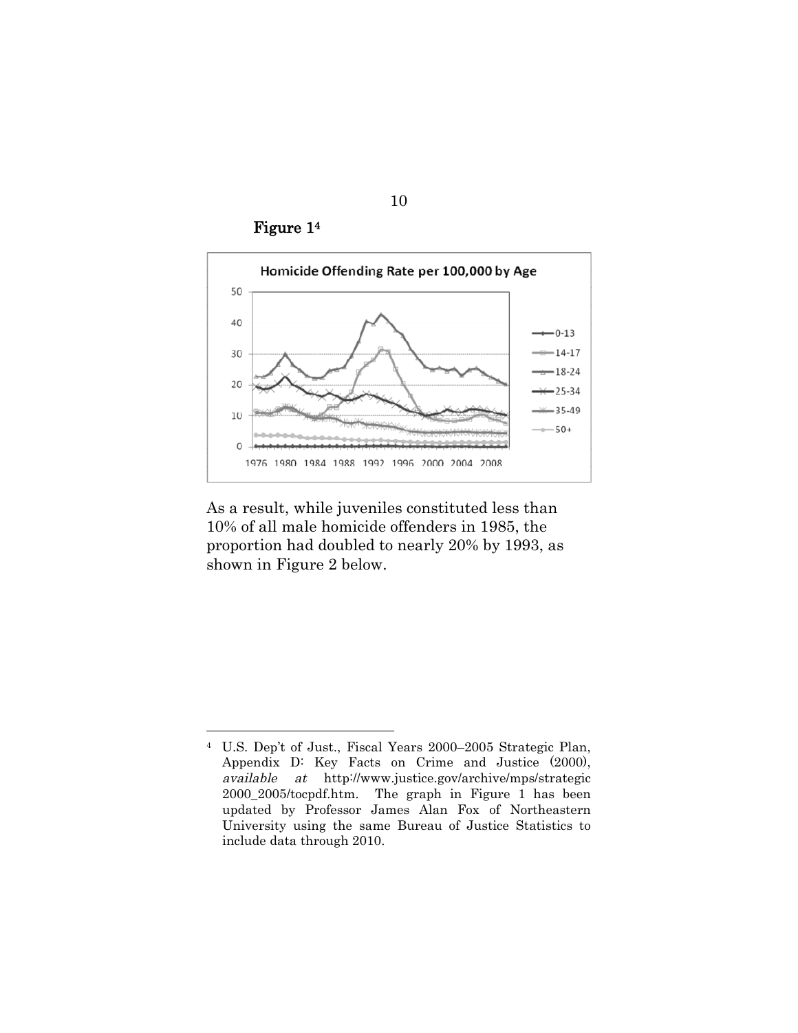**Figure 1**[4]

As a result, while juveniles constituted less than 10% of all male homicide offenders in 1985, the proportion had doubled to nearly 20% by 1993, as shown in Figure 2 below.

---

[4] U.S. Dep't of Just., Fiscal Years 2000–2005 Strategic Plan, Appendix D: Key Facts on Crime and Justice (2000), *available at* http://www.justice.gov/archive/mps/strategic2000_2005/tocpdf.htm. The graph in Figure 1 has been updated by Professor James Alan Fox of Northeastern University using the same Bureau of Justice Statistics to include data through 2010.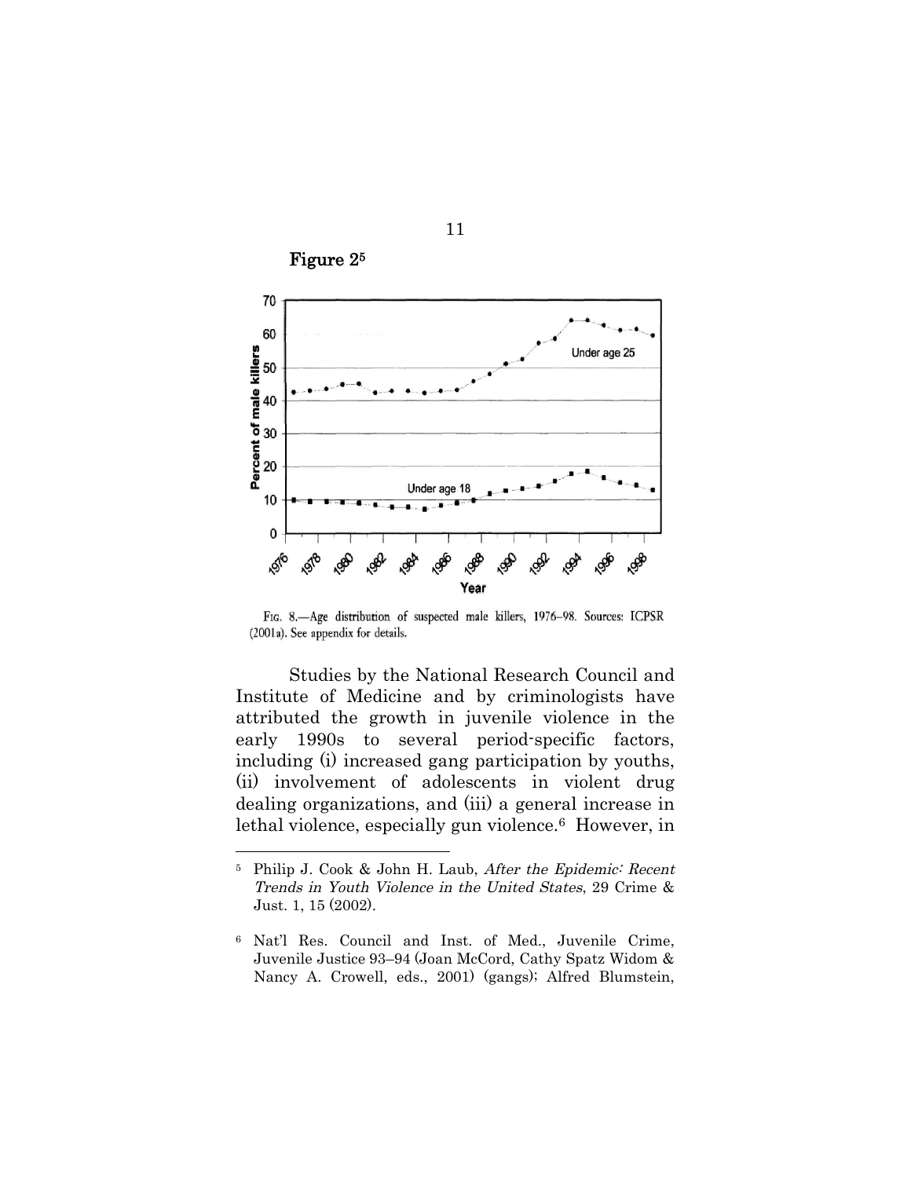**Figure 2**[5]

FIG. 8.—Age distribution of suspected male killers, 1976–98. Sources: ICPSR (2001a). See appendix for details.

Studies by the National Research Council and Institute of Medicine and by criminologists have attributed the growth in juvenile violence in the early 1990s to several period-specific factors, including (i) increased gang participation by youths, (ii) involvement of adolescents in violent drug dealing organizations, and (iii) a general increase in lethal violence, especially gun violence.[6] However, in

---

[5] Philip J. Cook & John H. Laub, *After the Epidemic: Recent Trends in Youth Violence in the United States*, 29 Crime & Just. 1, 15 (2002).

[6] Nat'l Res. Council and Inst. of Med., Juvenile Crime, Juvenile Justice 93–94 (Joan McCord, Cathy Spatz Widom & Nancy A. Crowell, eds., 2001) (gangs); Alfred Blumstein,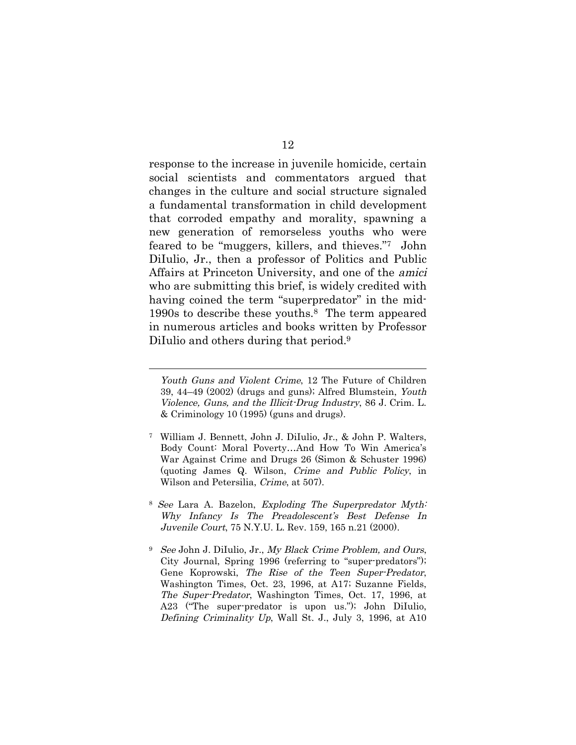response to the increase in juvenile homicide, certain social scientists and commentators argued that changes in the culture and social structure signaled a fundamental transformation in child development that corroded empathy and morality, spawning a new generation of remorseless youths who were feared to be "muggers, killers, and thieves."[7] John DiIulio, Jr., then a professor of Politics and Public Affairs at Princeton University, and one of the *amici* who are submitting this brief, is widely credited with having coined the term "superpredator" in the mid-1990s to describe these youths.[8] The term appeared in numerous articles and books written by Professor DiIulio and others during that period.[9]

---

*Youth Guns and Violent Crime*, 12 The Future of Children 39, 44–49 (2002) (drugs and guns); Alfred Blumstein, *Youth Violence, Guns, and the Illicit-Drug Industry*, 86 J. Crim. L. & Criminology 10 (1995) (guns and drugs).

[7] William J. Bennett, John J. DiIulio, Jr., & John P. Walters, Body Count: Moral Poverty…And How To Win America's War Against Crime and Drugs 26 (Simon & Schuster 1996) (quoting James Q. Wilson, *Crime and Public Policy*, in Wilson and Petersilia, *Crime*, at 507).

[8] *See* Lara A. Bazelon, *Exploding The Superpredator Myth: Why Infancy Is The Preadolescent's Best Defense In Juvenile Court*, 75 N.Y.U. L. Rev. 159, 165 n.21 (2000).

[9] *See* John J. DiIulio, Jr., *My Black Crime Problem, and Ours*, City Journal, Spring 1996 (referring to "super-predators"); Gene Koprowski, *The Rise of the Teen Super-Predator*, Washington Times, Oct. 23, 1996, at A17; Suzanne Fields, *The Super-Predator*, Washington Times, Oct. 17, 1996, at A23 ("The super-predator is upon us."); John DiIulio, *Defining Criminality Up*, Wall St. J., July 3, 1996, at A10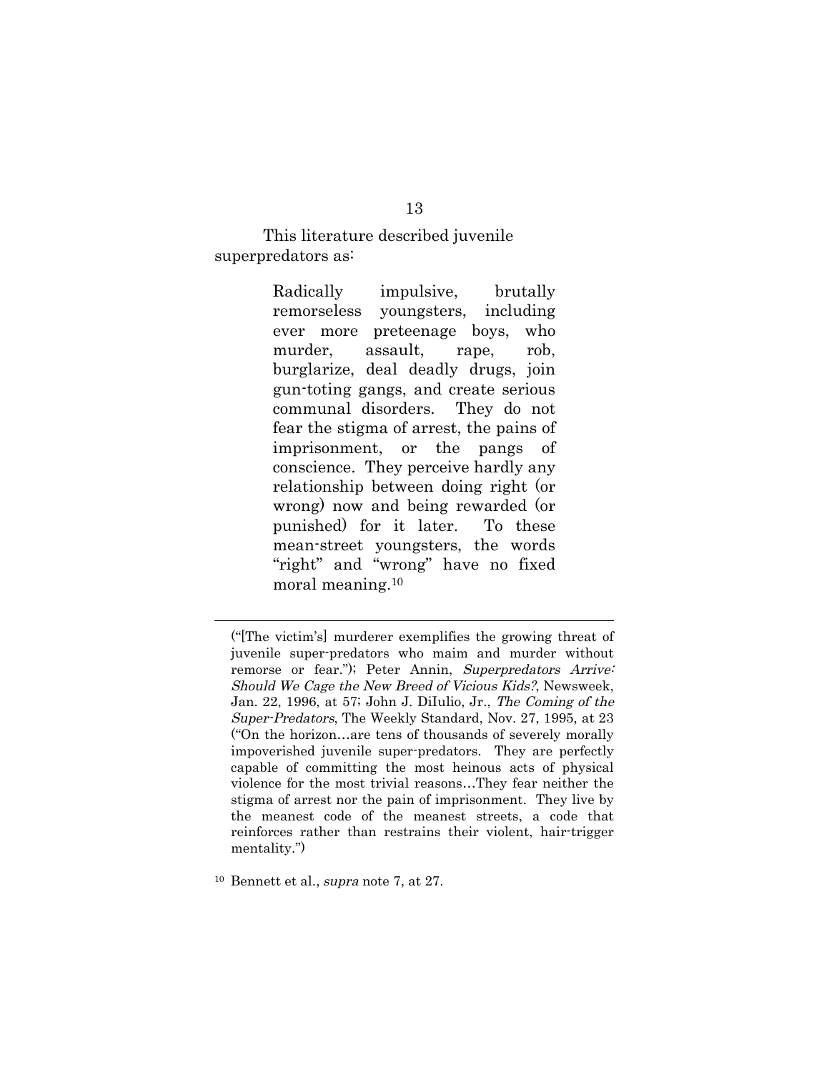This literature described juvenile superpredators as:

> Radically impulsive, brutally remorseless youngsters, including ever more preteenage boys, who murder, assault, rape, rob, burglarize, deal deadly drugs, join gun-toting gangs, and create serious communal disorders. They do not fear the stigma of arrest, the pains of imprisonment, or the pangs of conscience. They perceive hardly any relationship between doing right (or wrong) now and being rewarded (or punished) for it later. To these mean-street youngsters, the words "right" and "wrong" have no fixed moral meaning.[10]

---

("[The victim's] murderer exemplifies the growing threat of juvenile super-predators who maim and murder without remorse or fear."); Peter Annin, *Superpredators Arrive: Should We Cage the New Breed of Vicious Kids?*, Newsweek, Jan. 22, 1996, at 57; John J. DiIulio, Jr., *The Coming of the Super-Predators*, The Weekly Standard, Nov. 27, 1995, at 23 ("On the horizon…are tens of thousands of severely morally impoverished juvenile super-predators. They are perfectly capable of committing the most heinous acts of physical violence for the most trivial reasons…They fear neither the stigma of arrest nor the pain of imprisonment. They live by the meanest code of the meanest streets, a code that reinforces rather than restrains their violent, hair-trigger mentality.")

[10] Bennett et al., *supra* note 7, at 27.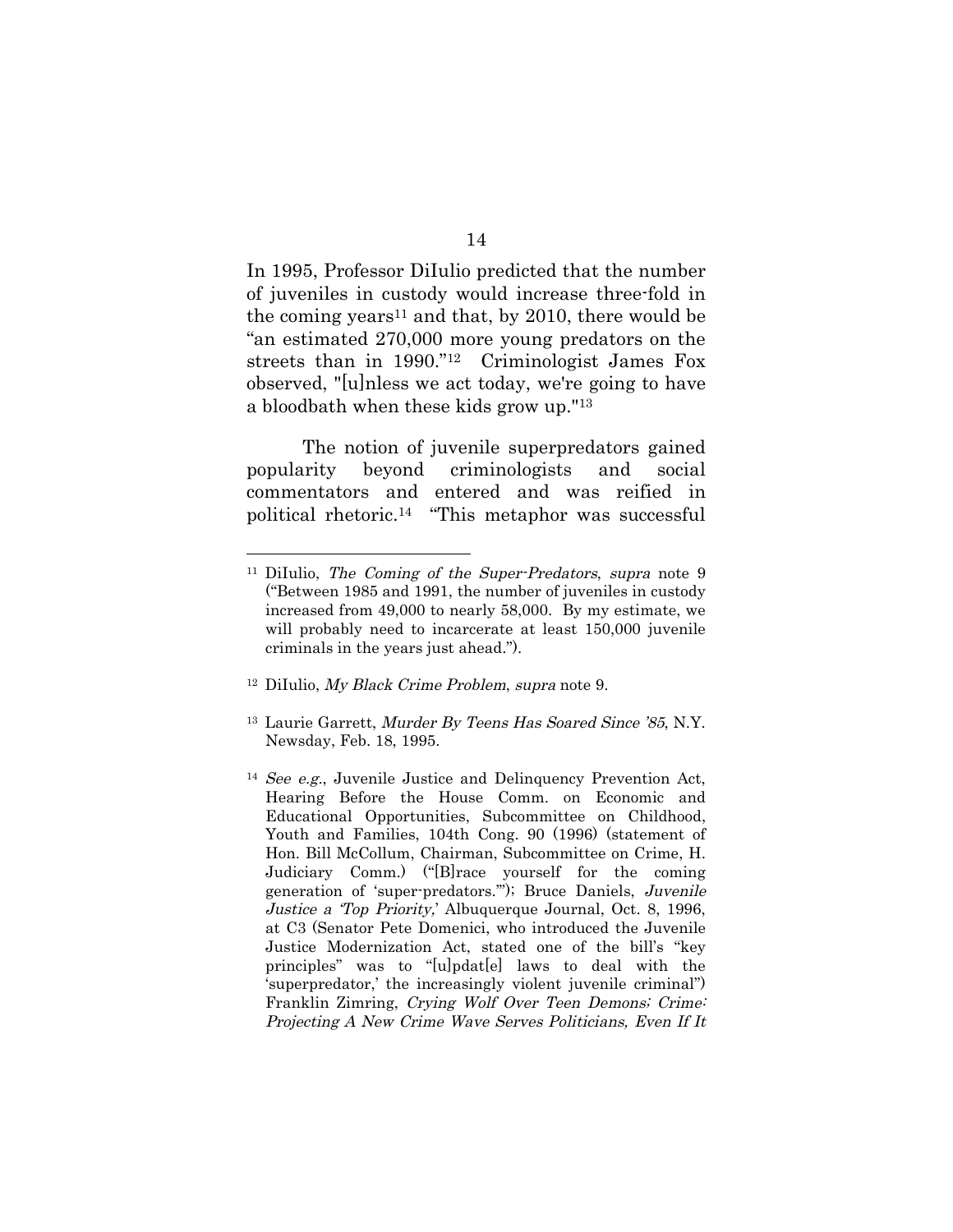In 1995, Professor DiIulio predicted that the number of juveniles in custody would increase three-fold in the coming years[11] and that, by 2010, there would be "an estimated 270,000 more young predators on the streets than in 1990."[12] Criminologist James Fox observed, "[u]nless we act today, we're going to have a bloodbath when these kids grow up."[13]

The notion of juvenile superpredators gained popularity beyond criminologists and social commentators and entered and was reified in political rhetoric.[14] "This metaphor was successful

---

[11] DiIulio, *The Coming of the Super-Predators*, *supra* note 9 ("Between 1985 and 1991, the number of juveniles in custody increased from 49,000 to nearly 58,000. By my estimate, we will probably need to incarcerate at least 150,000 juvenile criminals in the years just ahead.").

[12] DiIulio, *My Black Crime Problem*, *supra* note 9.

[13] Laurie Garrett, *Murder By Teens Has Soared Since '85*, N.Y. Newsday, Feb. 18, 1995.

[14] *See e.g.*, Juvenile Justice and Delinquency Prevention Act, Hearing Before the House Comm. on Economic and Educational Opportunities, Subcommittee on Childhood, Youth and Families, 104th Cong. 90 (1996) (statement of Hon. Bill McCollum, Chairman, Subcommittee on Crime, H. Judiciary Comm.) ("[B]race yourself for the coming generation of 'super-predators.'"); Bruce Daniels, *Juvenile Justice a 'Top Priority,'* Albuquerque Journal, Oct. 8, 1996, at C3 (Senator Pete Domenici, who introduced the Juvenile Justice Modernization Act, stated one of the bill's "key principles" was to "[u]pdat[e] laws to deal with the 'superpredator,' the increasingly violent juvenile criminal") Franklin Zimring, *Crying Wolf Over Teen Demons; Crime: Projecting A New Crime Wave Serves Politicians, Even If It*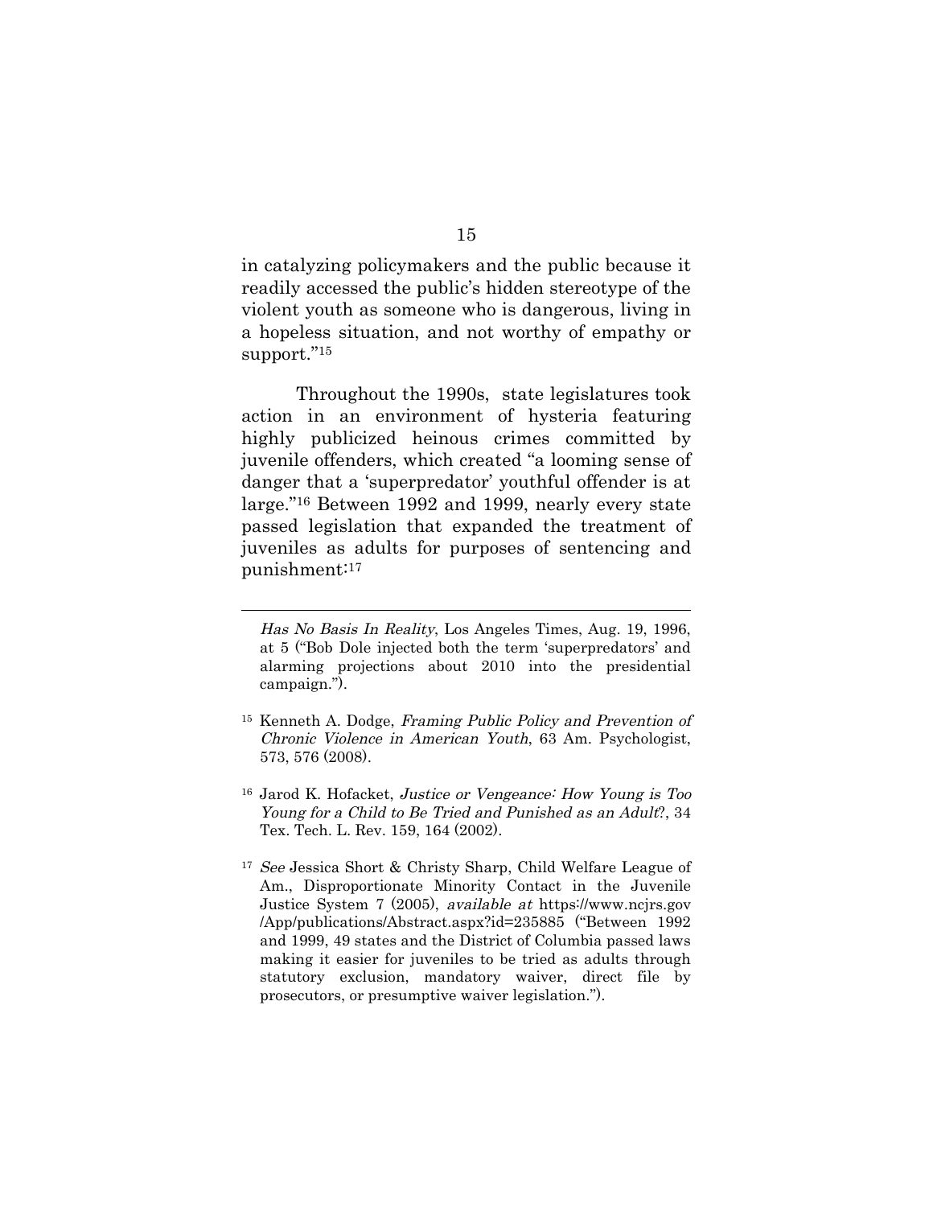in catalyzing policymakers and the public because it readily accessed the public's hidden stereotype of the violent youth as someone who is dangerous, living in a hopeless situation, and not worthy of empathy or support."[15]

Throughout the 1990s, state legislatures took action in an environment of hysteria featuring highly publicized heinous crimes committed by juvenile offenders, which created "a looming sense of danger that a 'superpredator' youthful offender is at large."[16] Between 1992 and 1999, nearly every state passed legislation that expanded the treatment of juveniles as adults for purposes of sentencing and punishment:[17]

---

*Has No Basis In Reality*, Los Angeles Times, Aug. 19, 1996, at 5 ("Bob Dole injected both the term 'superpredators' and alarming projections about 2010 into the presidential campaign.").

[15] Kenneth A. Dodge, *Framing Public Policy and Prevention of Chronic Violence in American Youth*, 63 Am. Psychologist, 573, 576 (2008).

[16] Jarod K. Hofacket, *Justice or Vengeance: How Young is Too Young for a Child to Be Tried and Punished as an Adult*?, 34 Tex. Tech. L. Rev. 159, 164 (2002).

[17] *See* Jessica Short & Christy Sharp, Child Welfare League of Am., Disproportionate Minority Contact in the Juvenile Justice System 7 (2005), *available at* https://www.ncjrs.gov/App/publications/Abstract.aspx?id=235885 ("Between 1992 and 1999, 49 states and the District of Columbia passed laws making it easier for juveniles to be tried as adults through statutory exclusion, mandatory waiver, direct file by prosecutors, or presumptive waiver legislation.").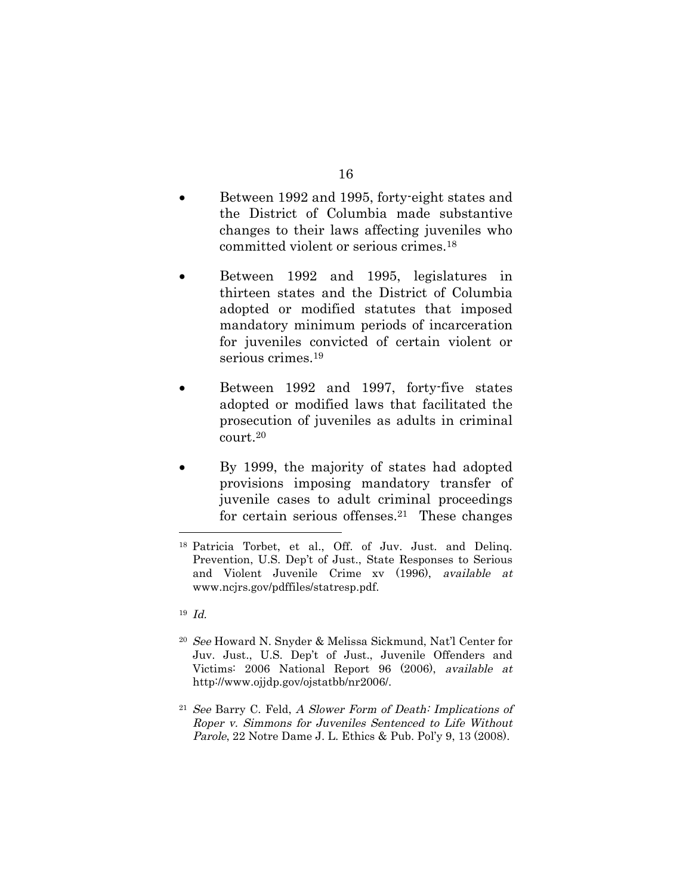- Between 1992 and 1995, forty-eight states and the District of Columbia made substantive changes to their laws affecting juveniles who committed violent or serious crimes.[18]

- Between 1992 and 1995, legislatures in thirteen states and the District of Columbia adopted or modified statutes that imposed mandatory minimum periods of incarceration for juveniles convicted of certain violent or serious crimes.[19]

- Between 1992 and 1997, forty-five states adopted or modified laws that facilitated the prosecution of juveniles as adults in criminal court.[20]

- By 1999, the majority of states had adopted provisions imposing mandatory transfer of juvenile cases to adult criminal proceedings for certain serious offenses.[21] These changes

---

[18] Patricia Torbet, et al., Off. of Juv. Just. and Delinq. Prevention, U.S. Dep't of Just., State Responses to Serious and Violent Juvenile Crime xv (1996), *available at* www.ncjrs.gov/pdffiles/statresp.pdf.

[19] *Id.*

[20] *See* Howard N. Snyder & Melissa Sickmund, Nat'l Center for Juv. Just., U.S. Dep't of Just., Juvenile Offenders and Victims: 2006 National Report 96 (2006), *available at* http://www.ojjdp.gov/ojstatbb/nr2006/.

[21] *See* Barry C. Feld, *A Slower Form of Death: Implications of Roper v. Simmons for Juveniles Sentenced to Life Without Parole*, 22 Notre Dame J. L. Ethics & Pub. Pol'y 9, 13 (2008).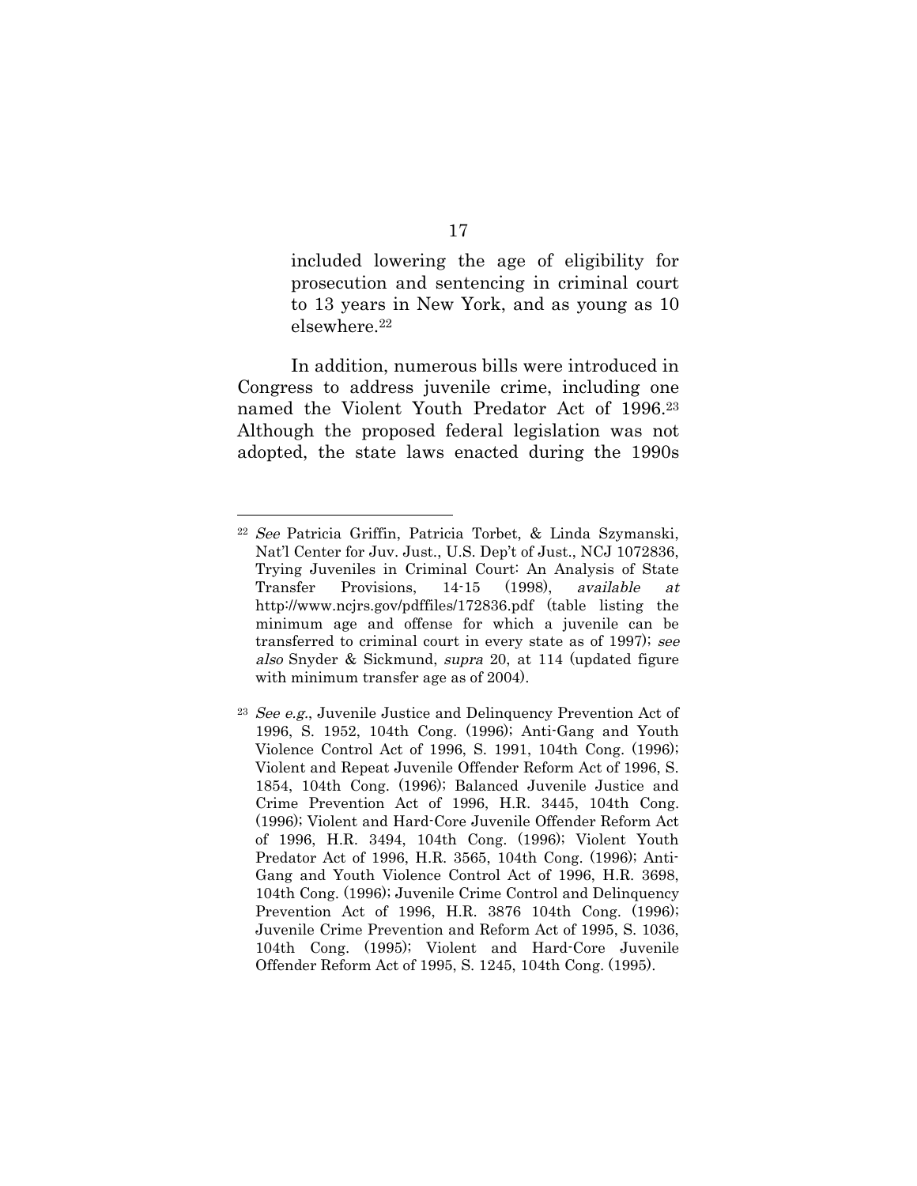included lowering the age of eligibility for prosecution and sentencing in criminal court to 13 years in New York, and as young as 10 elsewhere.[22]

In addition, numerous bills were introduced in Congress to address juvenile crime, including one named the Violent Youth Predator Act of 1996.[23] Although the proposed federal legislation was not adopted, the state laws enacted during the 1990s

---

[22] *See* Patricia Griffin, Patricia Torbet, & Linda Szymanski, Nat'l Center for Juv. Just., U.S. Dep't of Just., NCJ 1072836, Trying Juveniles in Criminal Court: An Analysis of State Transfer Provisions, 14-15 (1998), *available at* http://www.ncjrs.gov/pdffiles/172836.pdf (table listing the minimum age and offense for which a juvenile can be transferred to criminal court in every state as of 1997); *see also* Snyder & Sickmund, *supra* 20, at 114 (updated figure with minimum transfer age as of 2004).

[23] *See e.g.*, Juvenile Justice and Delinquency Prevention Act of 1996, S. 1952, 104th Cong. (1996); Anti-Gang and Youth Violence Control Act of 1996, S. 1991, 104th Cong. (1996); Violent and Repeat Juvenile Offender Reform Act of 1996, S. 1854, 104th Cong. (1996); Balanced Juvenile Justice and Crime Prevention Act of 1996, H.R. 3445, 104th Cong. (1996); Violent and Hard-Core Juvenile Offender Reform Act of 1996, H.R. 3494, 104th Cong. (1996); Violent Youth Predator Act of 1996, H.R. 3565, 104th Cong. (1996); Anti-Gang and Youth Violence Control Act of 1996, H.R. 3698, 104th Cong. (1996); Juvenile Crime Control and Delinquency Prevention Act of 1996, H.R. 3876 104th Cong. (1996); Juvenile Crime Prevention and Reform Act of 1995, S. 1036, 104th Cong. (1995); Violent and Hard-Core Juvenile Offender Reform Act of 1995, S. 1245, 104th Cong. (1995).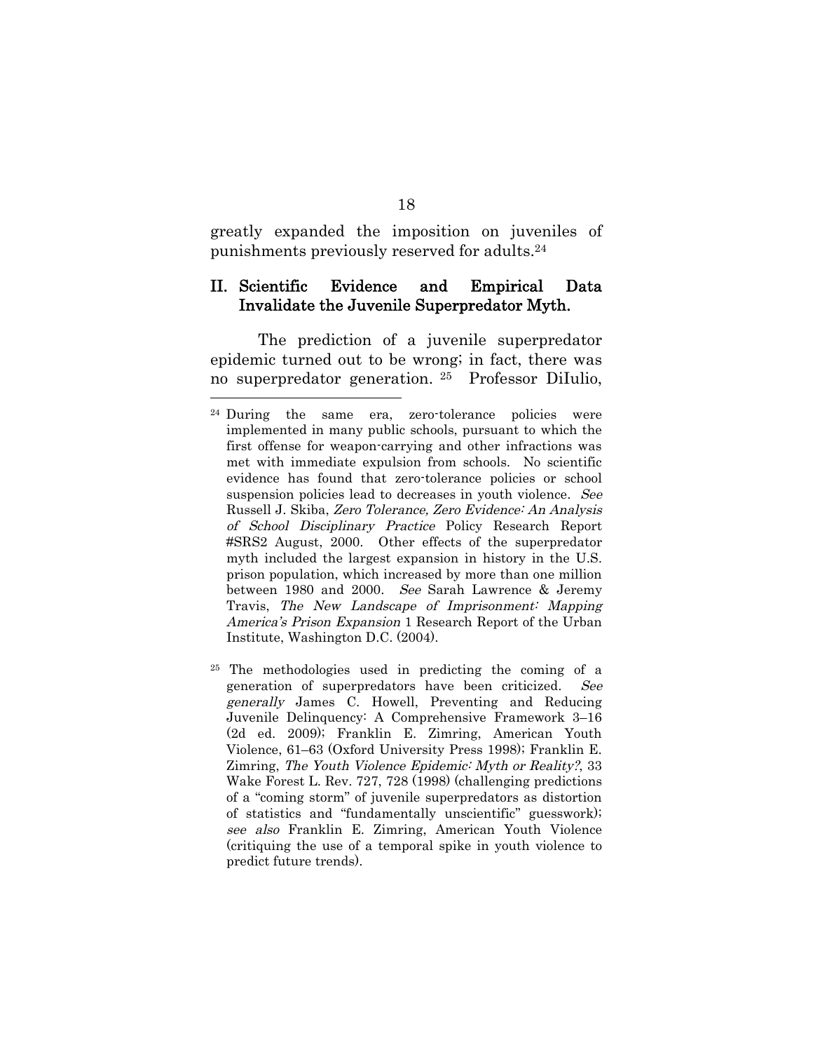greatly expanded the imposition on juveniles of punishments previously reserved for adults.[24]

## II. Scientific Evidence and Empirical Data Invalidate the Juvenile Superpredator Myth.

The prediction of a juvenile superpredator epidemic turned out to be wrong; in fact, there was no superpredator generation.[25] Professor DiIulio,

---

[24] During the same era, zero-tolerance policies were implemented in many public schools, pursuant to which the first offense for weapon-carrying and other infractions was met with immediate expulsion from schools. No scientific evidence has found that zero-tolerance policies or school suspension policies lead to decreases in youth violence. *See* Russell J. Skiba, *Zero Tolerance, Zero Evidence: An Analysis of School Disciplinary Practice* Policy Research Report #SRS2 August, 2000. Other effects of the superpredator myth included the largest expansion in history in the U.S. prison population, which increased by more than one million between 1980 and 2000. *See* Sarah Lawrence & Jeremy Travis, *The New Landscape of Imprisonment: Mapping America's Prison Expansion* 1 Research Report of the Urban Institute, Washington D.C. (2004).

[25] The methodologies used in predicting the coming of a generation of superpredators have been criticized. *See generally* James C. Howell, Preventing and Reducing Juvenile Delinquency: A Comprehensive Framework 3–16 (2d ed. 2009); Franklin E. Zimring, American Youth Violence, 61–63 (Oxford University Press 1998); Franklin E. Zimring, *The Youth Violence Epidemic: Myth or Reality?*, 33 Wake Forest L. Rev. 727, 728 (1998) (challenging predictions of a "coming storm" of juvenile superpredators as distortion of statistics and "fundamentally unscientific" guesswork); *see also* Franklin E. Zimring, American Youth Violence (critiquing the use of a temporal spike in youth violence to predict future trends).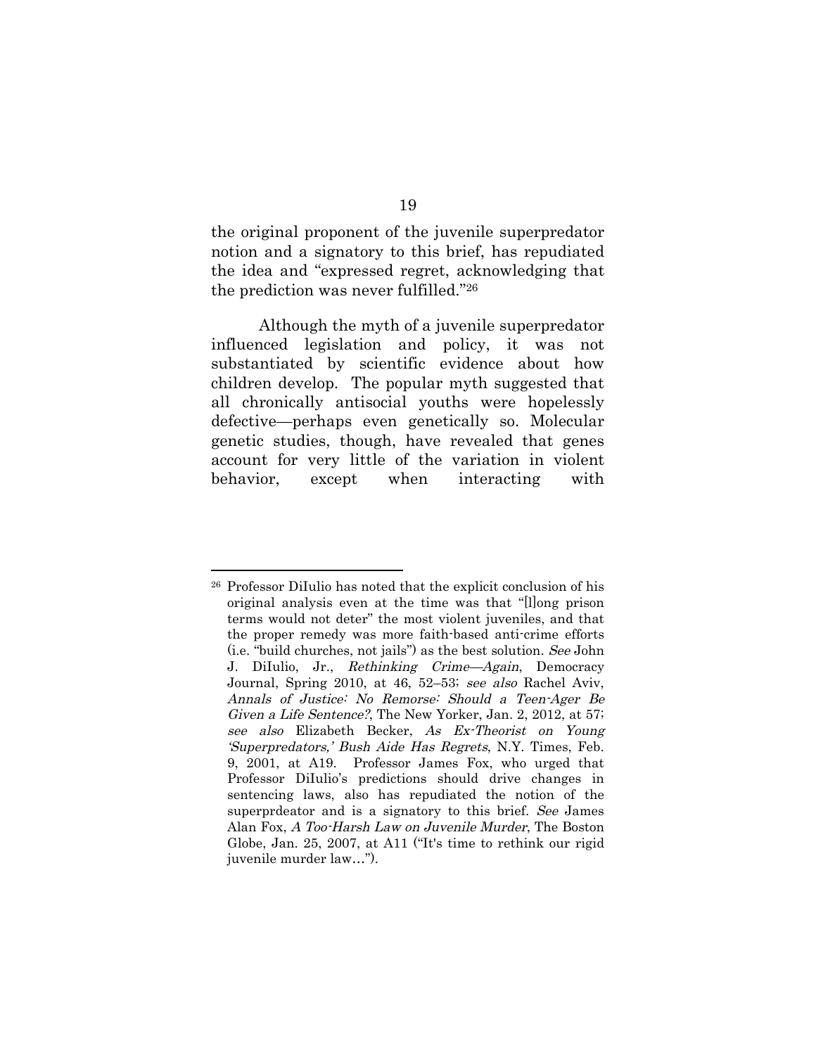the original proponent of the juvenile superpredator notion and a signatory to this brief, has repudiated the idea and "expressed regret, acknowledging that the prediction was never fulfilled."[26]

Although the myth of a juvenile superpredator influenced legislation and policy, it was not substantiated by scientific evidence about how children develop. The popular myth suggested that all chronically antisocial youths were hopelessly defective—perhaps even genetically so. Molecular genetic studies, though, have revealed that genes account for very little of the variation in violent behavior, except when interacting with

---

[26] Professor DiIulio has noted that the explicit conclusion of his original analysis even at the time was that "[l]ong prison terms would not deter" the most violent juveniles, and that the proper remedy was more faith-based anti-crime efforts (i.e. "build churches, not jails") as the best solution. *See* John J. DiIulio, Jr., *Rethinking Crime—Again*, Democracy Journal, Spring 2010, at 46, 52–53; *see also* Rachel Aviv, *Annals of Justice: No Remorse: Should a Teen-Ager Be Given a Life Sentence?*, The New Yorker, Jan. 2, 2012, at 57; *see also* Elizabeth Becker, *As Ex-Theorist on Young 'Superpredators,' Bush Aide Has Regrets*, N.Y. Times, Feb. 9, 2001, at A19. Professor James Fox, who urged that Professor DiIulio's predictions should drive changes in sentencing laws, also has repudiated the notion of the superprdeator and is a signatory to this brief. *See* James Alan Fox, *A Too-Harsh Law on Juvenile Murder*, The Boston Globe, Jan. 25, 2007, at A11 ("It's time to rethink our rigid juvenile murder law…").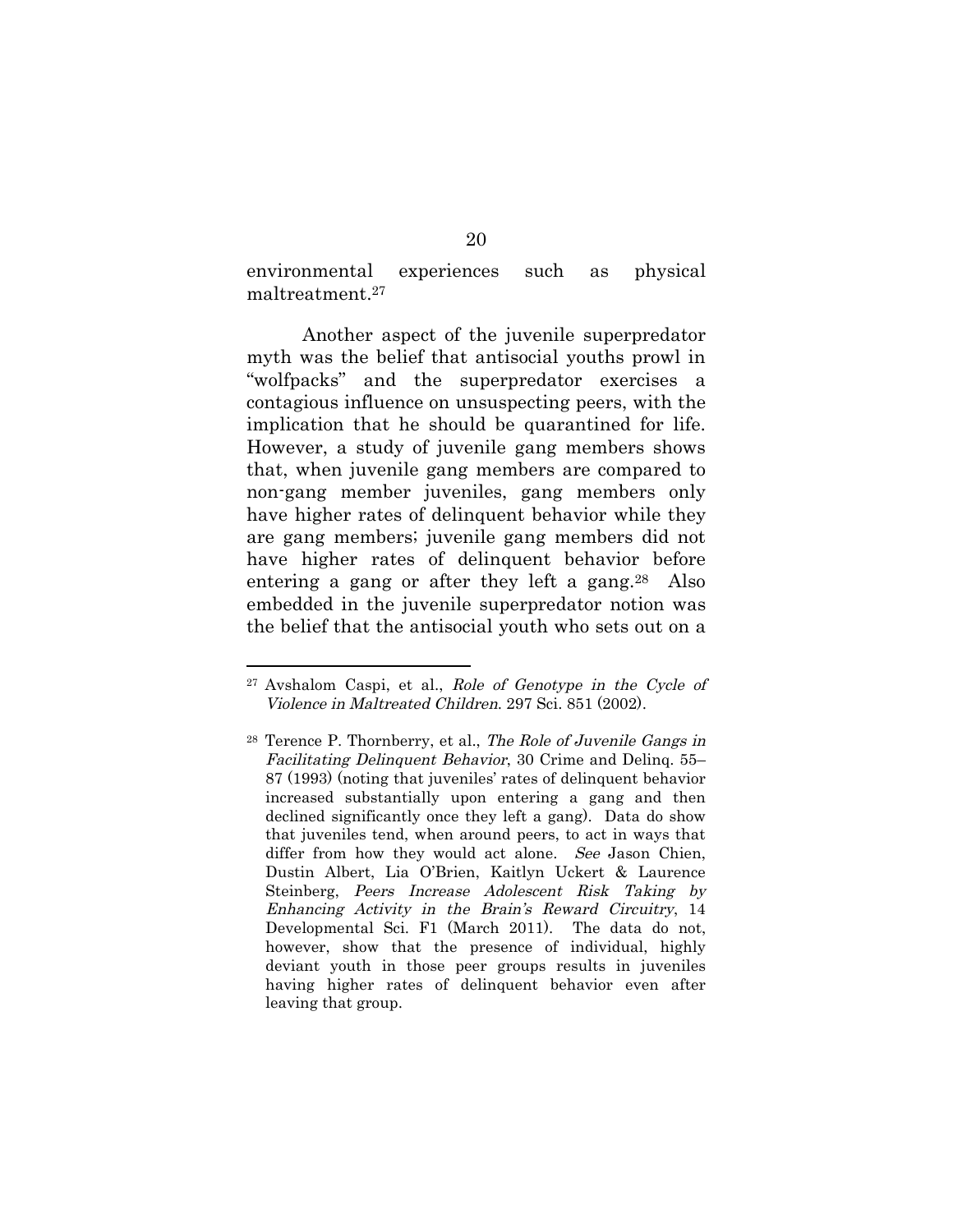environmental experiences such as physical maltreatment.[27]

Another aspect of the juvenile superpredator myth was the belief that antisocial youths prowl in "wolfpacks" and the superpredator exercises a contagious influence on unsuspecting peers, with the implication that he should be quarantined for life. However, a study of juvenile gang members shows that, when juvenile gang members are compared to non-gang member juveniles, gang members only have higher rates of delinquent behavior while they are gang members; juvenile gang members did not have higher rates of delinquent behavior before entering a gang or after they left a gang.[28] Also embedded in the juvenile superpredator notion was the belief that the antisocial youth who sets out on a

---

[27] Avshalom Caspi, et al., *Role of Genotype in the Cycle of Violence in Maltreated Children*. 297 Sci. 851 (2002).

[28] Terence P. Thornberry, et al., *The Role of Juvenile Gangs in Facilitating Delinquent Behavior*, 30 Crime and Delinq. 55–87 (1993) (noting that juveniles' rates of delinquent behavior increased substantially upon entering a gang and then declined significantly once they left a gang). Data do show that juveniles tend, when around peers, to act in ways that differ from how they would act alone. *See* Jason Chien, Dustin Albert, Lia O'Brien, Kaitlyn Uckert & Laurence Steinberg, *Peers Increase Adolescent Risk Taking by Enhancing Activity in the Brain's Reward Circuitry*, 14 Developmental Sci. F1 (March 2011). The data do not, however, show that the presence of individual, highly deviant youth in those peer groups results in juveniles having higher rates of delinquent behavior even after leaving that group.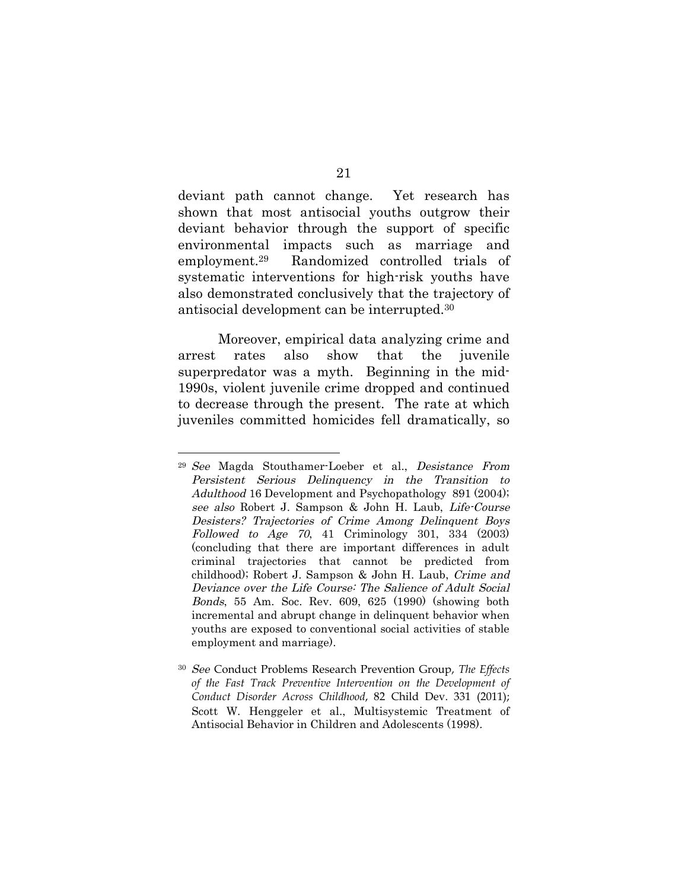deviant path cannot change. Yet research has shown that most antisocial youths outgrow their deviant behavior through the support of specific environmental impacts such as marriage and employment.[29] Randomized controlled trials of systematic interventions for high-risk youths have also demonstrated conclusively that the trajectory of antisocial development can be interrupted.[30]

Moreover, empirical data analyzing crime and arrest rates also show that the juvenile superpredator was a myth. Beginning in the mid-1990s, violent juvenile crime dropped and continued to decrease through the present. The rate at which juveniles committed homicides fell dramatically, so

---

[29] *See* Magda Stouthamer-Loeber et al., *Desistance From Persistent Serious Delinquency in the Transition to Adulthood* 16 Development and Psychopathology 891 (2004); *see also* Robert J. Sampson & John H. Laub, *Life-Course Desisters? Trajectories of Crime Among Delinquent Boys Followed to Age 70*, 41 Criminology 301, 334 (2003) (concluding that there are important differences in adult criminal trajectories that cannot be predicted from childhood); Robert J. Sampson & John H. Laub, *Crime and Deviance over the Life Course: The Salience of Adult Social Bonds*, 55 Am. Soc. Rev. 609, 625 (1990) (showing both incremental and abrupt change in delinquent behavior when youths are exposed to conventional social activities of stable employment and marriage).

[30] *See* Conduct Problems Research Prevention Group, *The Effects of the Fast Track Preventive Intervention on the Development of Conduct Disorder Across Childhood*, 82 Child Dev. 331 (2011); Scott W. Henggeler et al., Multisystemic Treatment of Antisocial Behavior in Children and Adolescents (1998).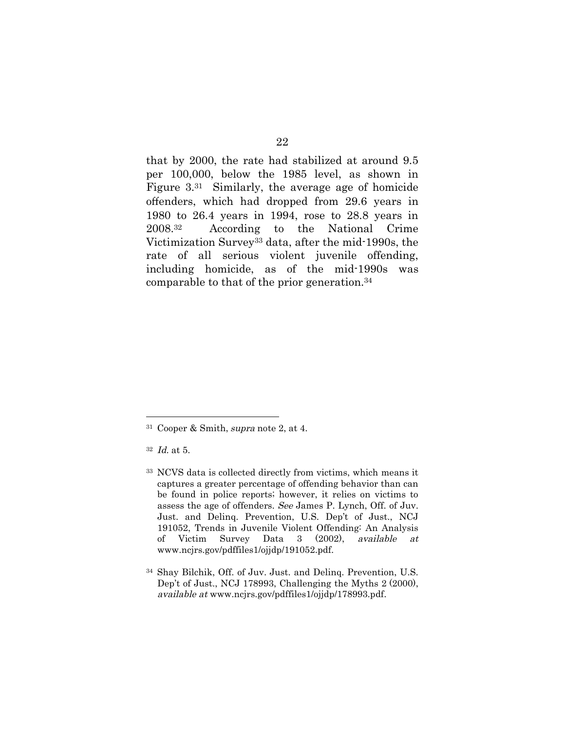that by 2000, the rate had stabilized at around 9.5 per 100,000, below the 1985 level, as shown in Figure 3.[31] Similarly, the average age of homicide offenders, which had dropped from 29.6 years in 1980 to 26.4 years in 1994, rose to 28.8 years in 2008.[32] According to the National Crime Victimization Survey[33] data, after the mid-1990s, the rate of all serious violent juvenile offending, including homicide, as of the mid-1990s was comparable to that of the prior generation.[34]

---

[31] Cooper & Smith, *supra* note 2, at 4.

[32] *Id.* at 5.

[33] NCVS data is collected directly from victims, which means it captures a greater percentage of offending behavior than can be found in police reports; however, it relies on victims to assess the age of offenders. *See* James P. Lynch, Off. of Juv. Just. and Delinq. Prevention, U.S. Dep't of Just., NCJ 191052, Trends in Juvenile Violent Offending: An Analysis of Victim Survey Data 3 (2002), *available at* www.ncjrs.gov/pdffiles1/ojjdp/191052.pdf.

[34] Shay Bilchik, Off. of Juv. Just. and Delinq. Prevention, U.S. Dep't of Just., NCJ 178993, Challenging the Myths 2 (2000), *available at* www.ncjrs.gov/pdffiles1/ojjdp/178993.pdf.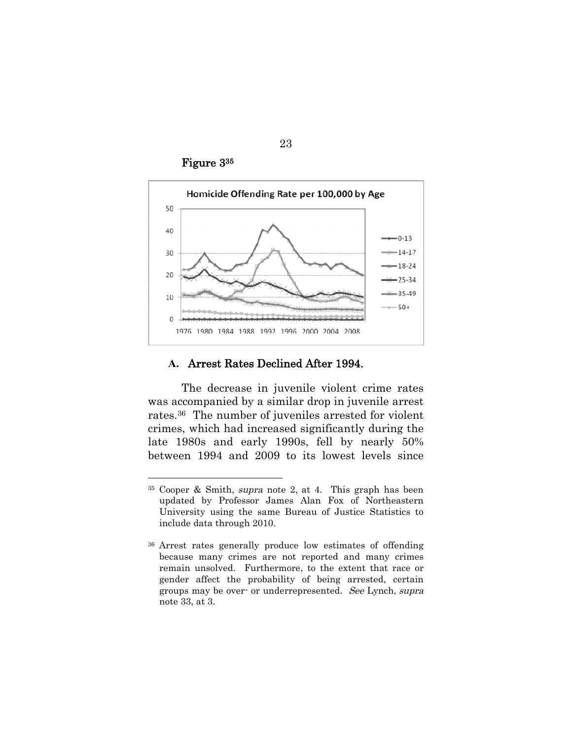Figure 3[35]

## A. Arrest Rates Declined After 1994.

The decrease in juvenile violent crime rates was accompanied by a similar drop in juvenile arrest rates.[36] The number of juveniles arrested for violent crimes, which had increased significantly during the late 1980s and early 1990s, fell by nearly 50% between 1994 and 2009 to its lowest levels since

---

[35] Cooper & Smith, *supra* note 2, at 4. This graph has been updated by Professor James Alan Fox of Northeastern University using the same Bureau of Justice Statistics to include data through 2010.

[36] Arrest rates generally produce low estimates of offending because many crimes are not reported and many crimes remain unsolved. Furthermore, to the extent that race or gender affect the probability of being arrested, certain groups may be over- or underrepresented. *See* Lynch, *supra* note 33, at 3.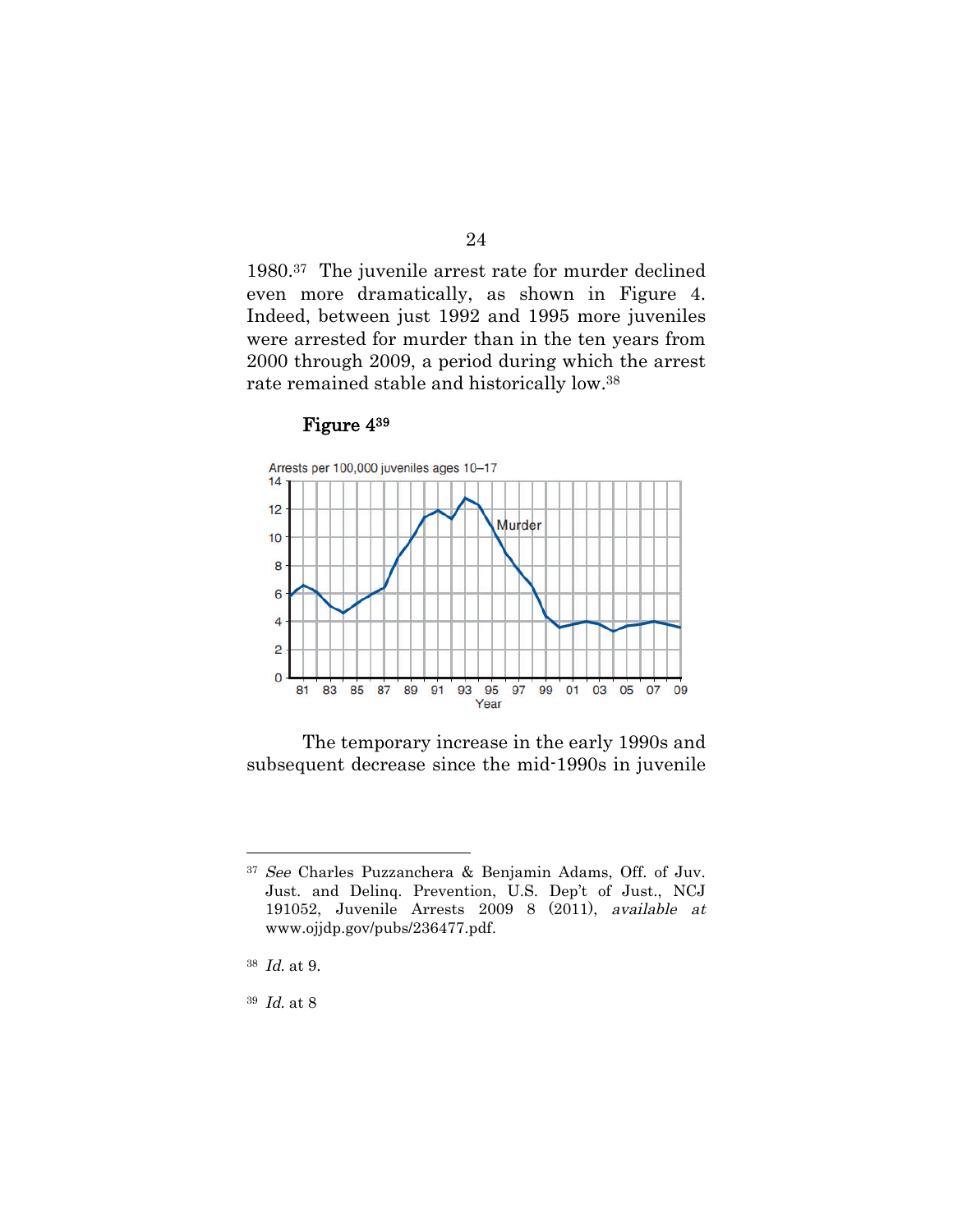1980.[37] The juvenile arrest rate for murder declined even more dramatically, as shown in Figure 4. Indeed, between just 1992 and 1995 more juveniles were arrested for murder than in the ten years from 2000 through 2009, a period during which the arrest rate remained stable and historically low.[38]

**Figure 4[39]**

The temporary increase in the early 1990s and subsequent decrease since the mid-1990s in juvenile

---

[37] *See* Charles Puzzanchera & Benjamin Adams, Off. of Juv. Just. and Delinq. Prevention, U.S. Dep't of Just., NCJ 191052, Juvenile Arrests 2009 8 (2011), *available at* www.ojjdp.gov/pubs/236477.pdf.

[38] *Id.* at 9.

[39] *Id.* at 8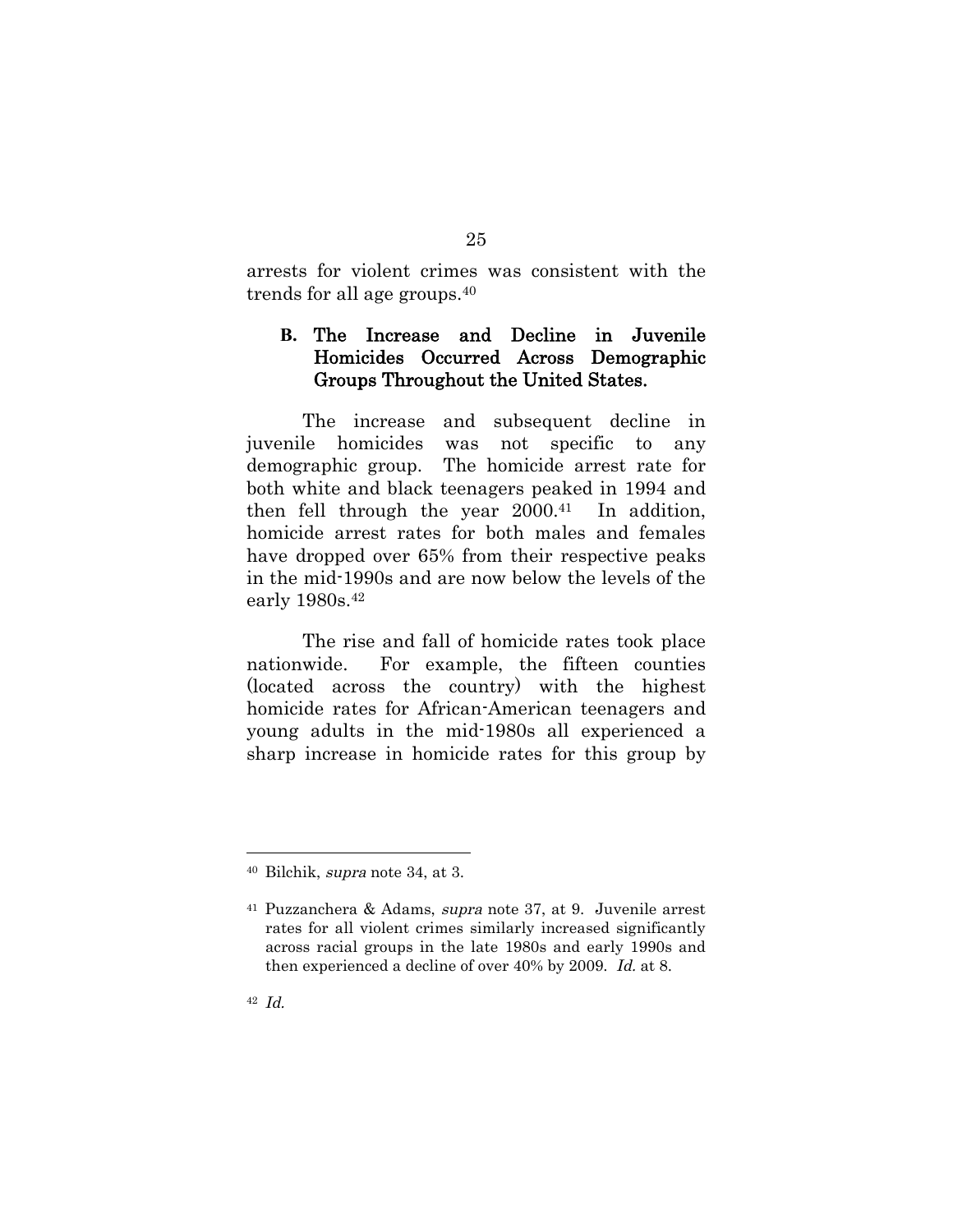arrests for violent crimes was consistent with the trends for all age groups.[40]

### B. The Increase and Decline in Juvenile Homicides Occurred Across Demographic Groups Throughout the United States.

The increase and subsequent decline in juvenile homicides was not specific to any demographic group. The homicide arrest rate for both white and black teenagers peaked in 1994 and then fell through the year 2000.[41] In addition, homicide arrest rates for both males and females have dropped over 65% from their respective peaks in the mid-1990s and are now below the levels of the early 1980s.[42]

The rise and fall of homicide rates took place nationwide. For example, the fifteen counties (located across the country) with the highest homicide rates for African-American teenagers and young adults in the mid-1980s all experienced a sharp increase in homicide rates for this group by

---

[40] Bilchik, *supra* note 34, at 3.

[41] Puzzanchera & Adams, *supra* note 37, at 9. Juvenile arrest rates for all violent crimes similarly increased significantly across racial groups in the late 1980s and early 1990s and then experienced a decline of over 40% by 2009. *Id.* at 8.

[42] *Id.*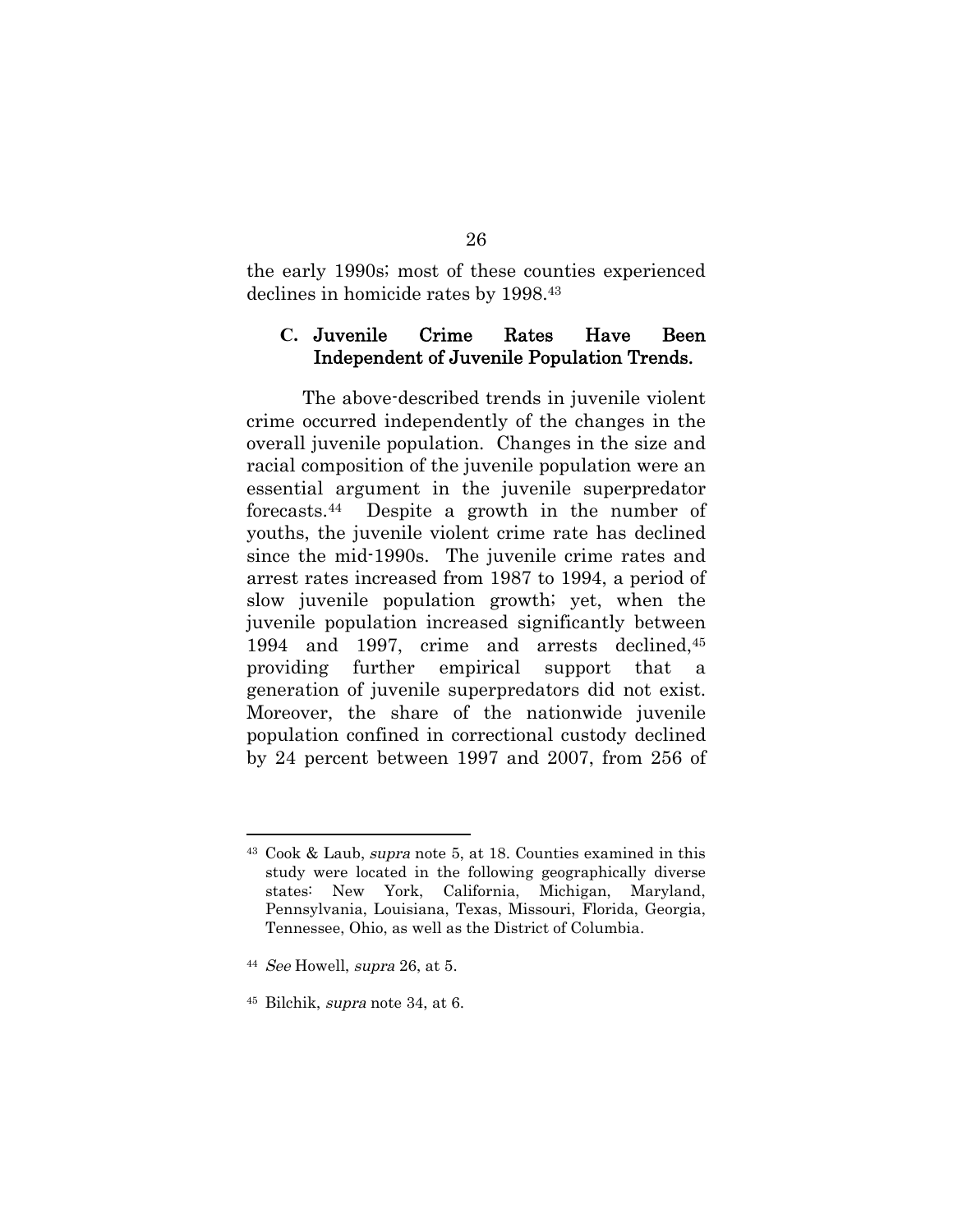the early 1990s; most of these counties experienced declines in homicide rates by 1998.[43]

### C. Juvenile Crime Rates Have Been Independent of Juvenile Population Trends.

The above-described trends in juvenile violent crime occurred independently of the changes in the overall juvenile population. Changes in the size and racial composition of the juvenile population were an essential argument in the juvenile superpredator forecasts.[44] Despite a growth in the number of youths, the juvenile violent crime rate has declined since the mid-1990s. The juvenile crime rates and arrest rates increased from 1987 to 1994, a period of slow juvenile population growth; yet, when the juvenile population increased significantly between 1994 and 1997, crime and arrests declined,[45] providing further empirical support that a generation of juvenile superpredators did not exist. Moreover, the share of the nationwide juvenile population confined in correctional custody declined by 24 percent between 1997 and 2007, from 256 of

---

[43] Cook & Laub, *supra* note 5, at 18. Counties examined in this study were located in the following geographically diverse states: New York, California, Michigan, Maryland, Pennsylvania, Louisiana, Texas, Missouri, Florida, Georgia, Tennessee, Ohio, as well as the District of Columbia.

[44] *See* Howell, *supra* 26, at 5.

[45] Bilchik, *supra* note 34, at 6.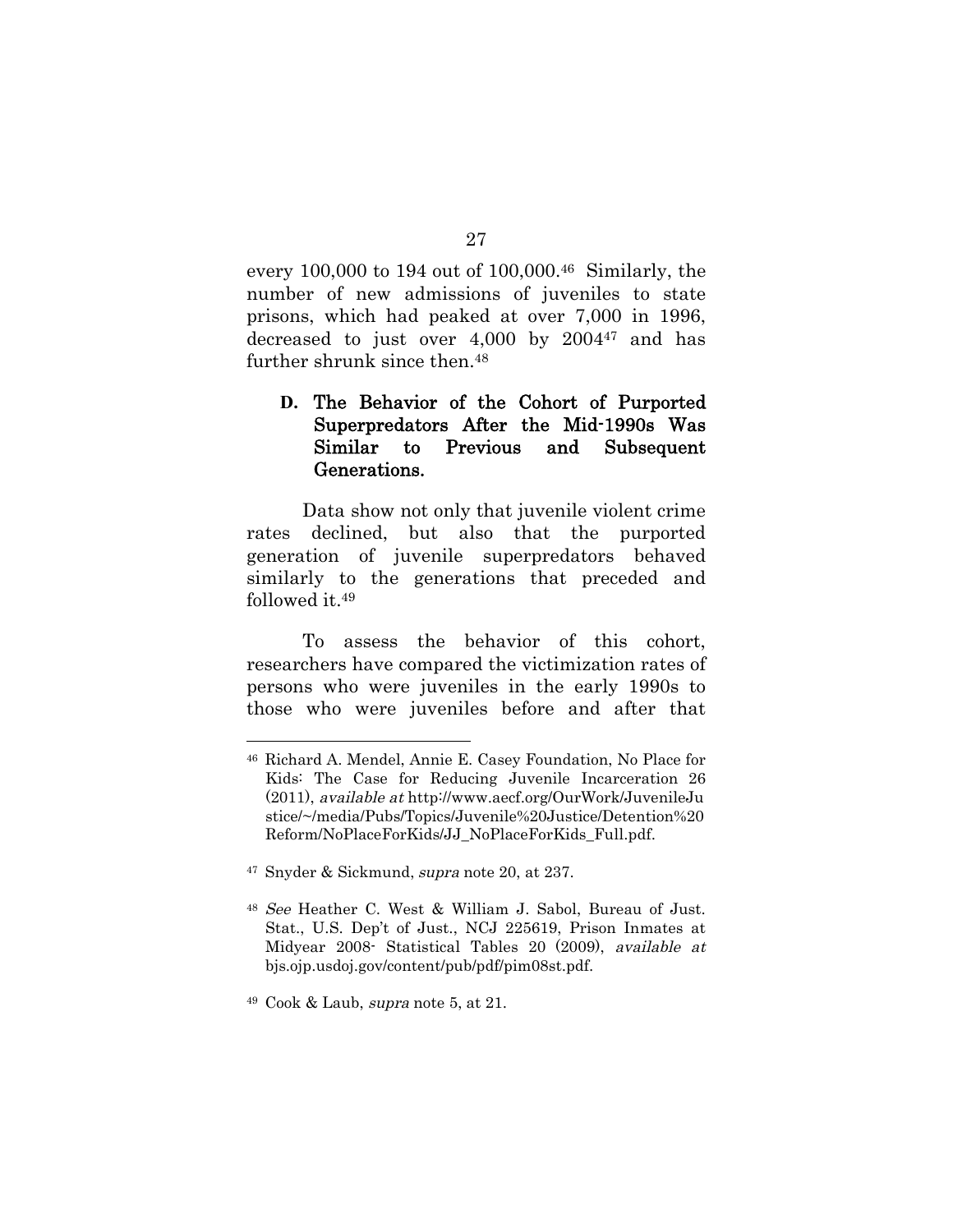every 100,000 to 194 out of 100,000.[46] Similarly, the number of new admissions of juveniles to state prisons, which had peaked at over 7,000 in 1996, decreased to just over 4,000 by 2004[47] and has further shrunk since then.[48]

### D. The Behavior of the Cohort of Purported Superpredators After the Mid-1990s Was Similar to Previous and Subsequent Generations.

Data show not only that juvenile violent crime rates declined, but also that the purported generation of juvenile superpredators behaved similarly to the generations that preceded and followed it.[49]

To assess the behavior of this cohort, researchers have compared the victimization rates of persons who were juveniles in the early 1990s to those who were juveniles before and after that

---

[46] Richard A. Mendel, Annie E. Casey Foundation, No Place for Kids: The Case for Reducing Juvenile Incarceration 26 (2011), *available at* http://www.aecf.org/OurWork/JuvenileJustice/~/media/Pubs/Topics/Juvenile%20Justice/Detention%20Reform/NoPlaceForKids/JJ_NoPlaceForKids_Full.pdf.

[47] Snyder & Sickmund, *supra* note 20, at 237.

[48] *See* Heather C. West & William J. Sabol, Bureau of Just. Stat., U.S. Dep't of Just., NCJ 225619, Prison Inmates at Midyear 2008- Statistical Tables 20 (2009), *available at* bjs.ojp.usdoj.gov/content/pub/pdf/pim08st.pdf.

[49] Cook & Laub, *supra* note 5, at 21.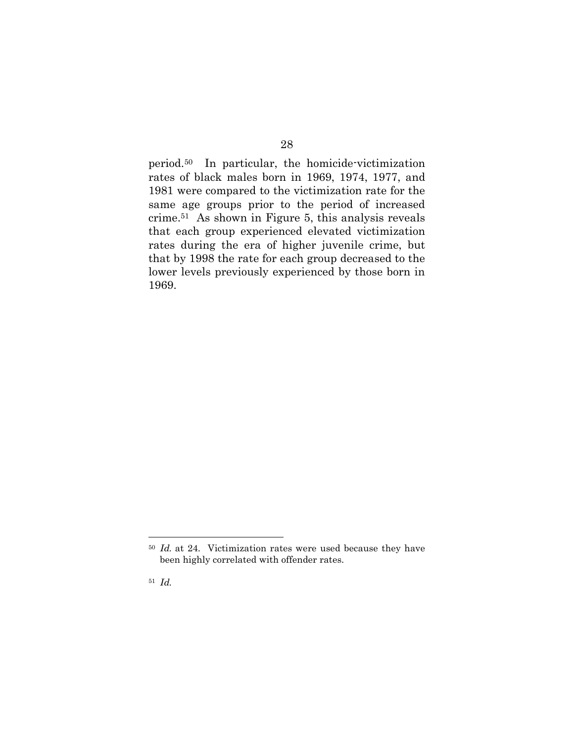period.[50] In particular, the homicide-victimization rates of black males born in 1969, 1974, 1977, and 1981 were compared to the victimization rate for the same age groups prior to the period of increased crime.[51] As shown in Figure 5, this analysis reveals that each group experienced elevated victimization rates during the era of higher juvenile crime, but that by 1998 the rate for each group decreased to the lower levels previously experienced by those born in 1969.

---

[50] *Id.* at 24. Victimization rates were used because they have been highly correlated with offender rates.

[51] *Id.*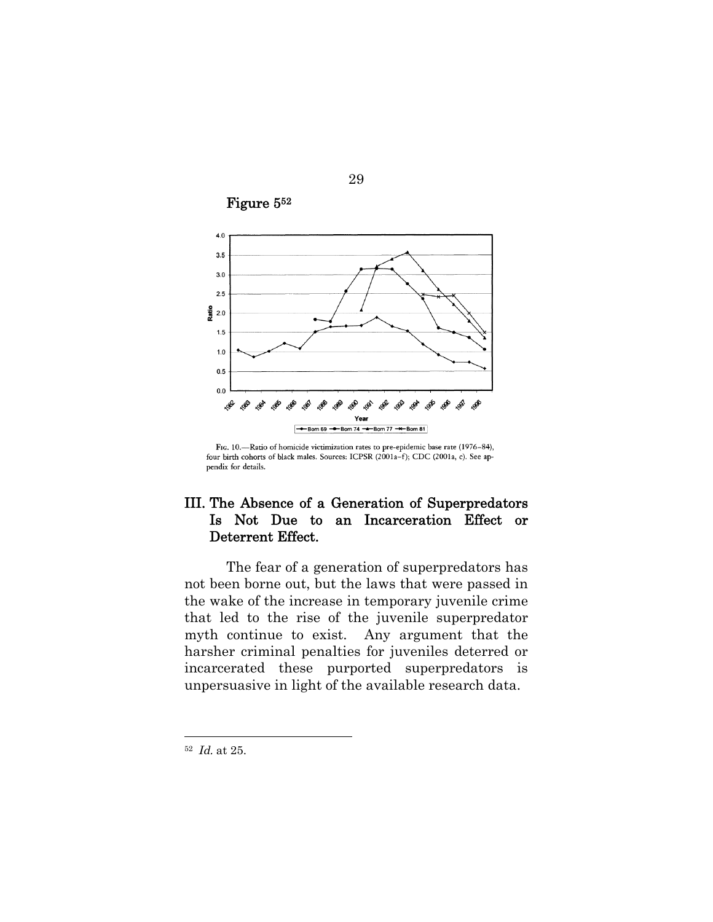Figure 5[52]

FIG. 10.—Ratio of homicide victimization rates to pre-epidemic base rate (1976–84), four birth cohorts of black males. Sources: ICPSR (2001a–f); CDC (2001a, c). See appendix for details.

## III. The Absence of a Generation of Superpredators Is Not Due to an Incarceration Effect or Deterrent Effect.

The fear of a generation of superpredators has not been borne out, but the laws that were passed in the wake of the increase in temporary juvenile crime that led to the rise of the juvenile superpredator myth continue to exist. Any argument that the harsher criminal penalties for juveniles deterred or incarcerated these purported superpredators is unpersuasive in light of the available research data.

---

[52] *Id.* at 25.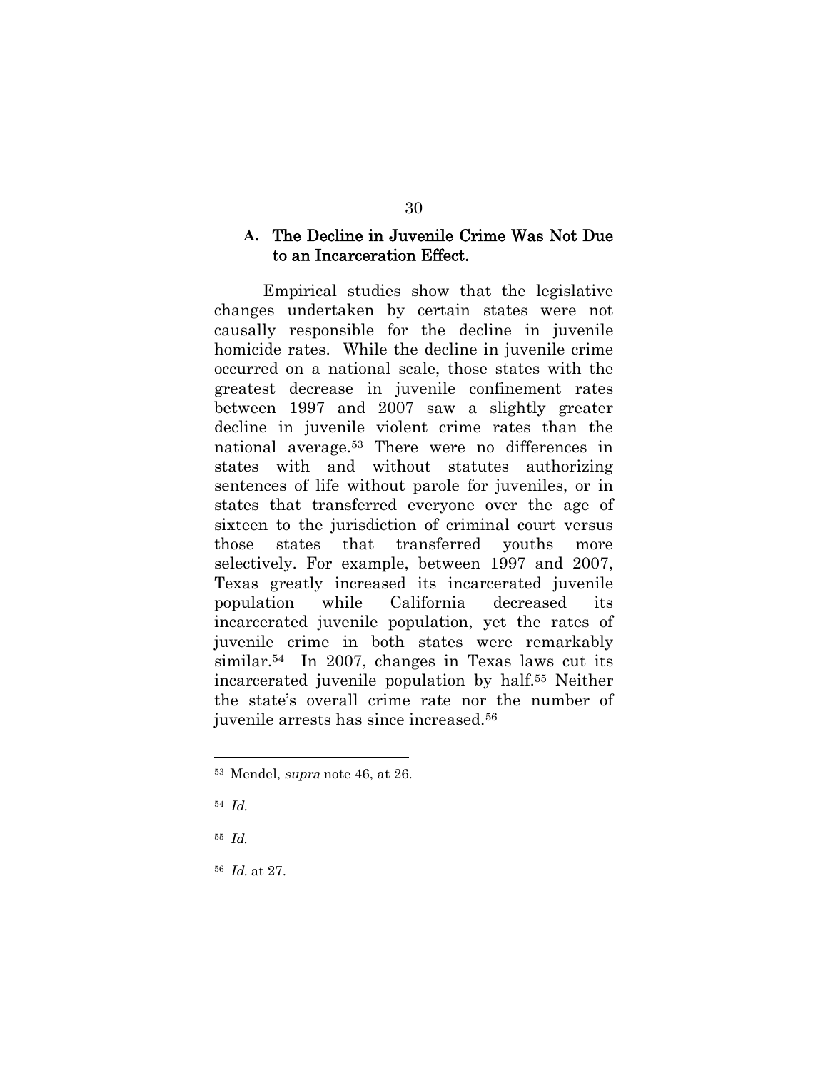### A. The Decline in Juvenile Crime Was Not Due to an Incarceration Effect.

Empirical studies show that the legislative changes undertaken by certain states were not causally responsible for the decline in juvenile homicide rates. While the decline in juvenile crime occurred on a national scale, those states with the greatest decrease in juvenile confinement rates between 1997 and 2007 saw a slightly greater decline in juvenile violent crime rates than the national average.[53] There were no differences in states with and without statutes authorizing sentences of life without parole for juveniles, or in states that transferred everyone over the age of sixteen to the jurisdiction of criminal court versus those states that transferred youths more selectively. For example, between 1997 and 2007, Texas greatly increased its incarcerated juvenile population while California decreased its incarcerated juvenile population, yet the rates of juvenile crime in both states were remarkably similar.[54] In 2007, changes in Texas laws cut its incarcerated juvenile population by half.[55] Neither the state's overall crime rate nor the number of juvenile arrests has since increased.[56]

---

[53] Mendel, *supra* note 46, at 26.

[54] *Id.*

[55] *Id.*

[56] *Id.* at 27.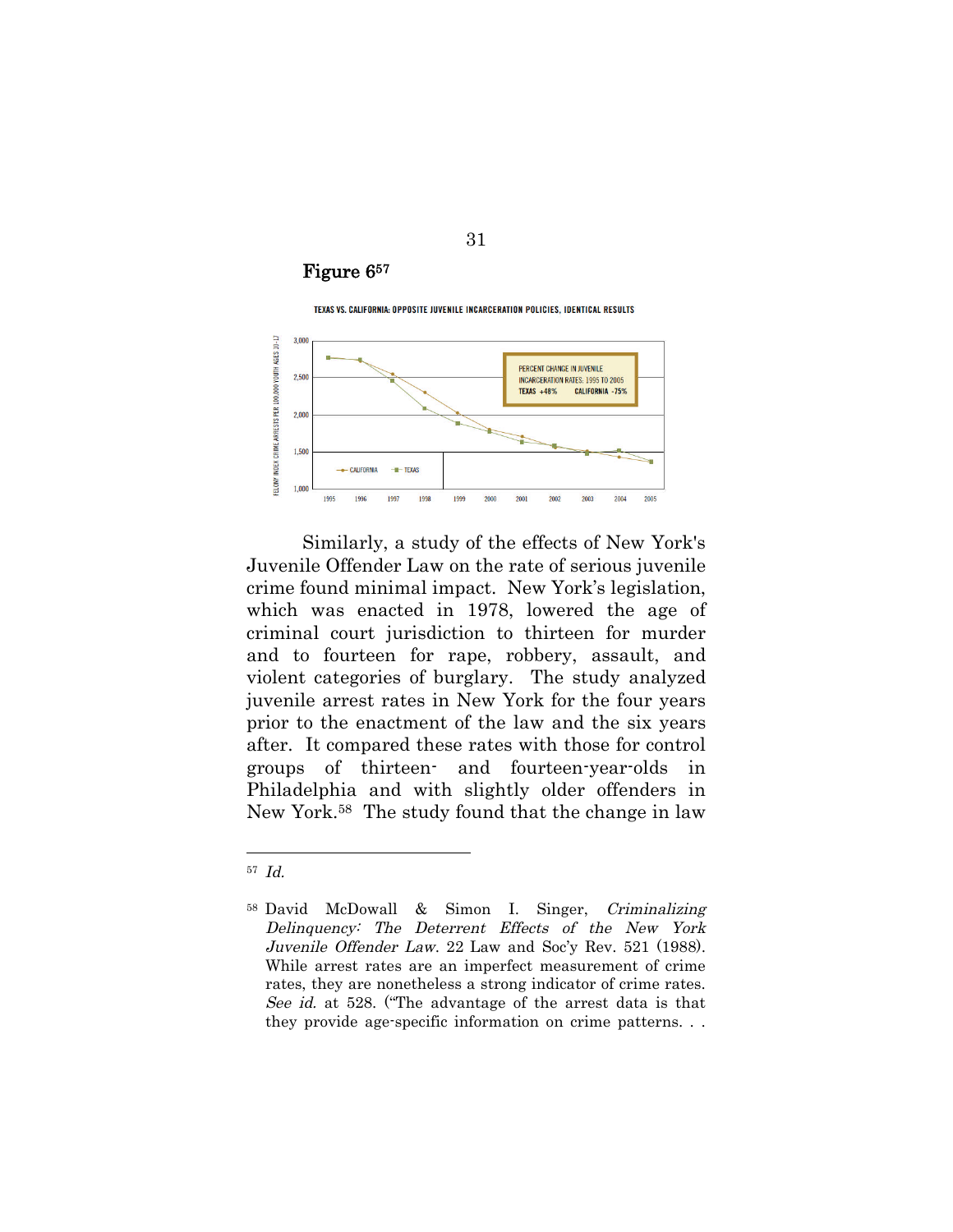**Figure 6**[57]

TEXAS VS. CALIFORNIA: OPPOSITE JUVENILE INCARCERATION POLICIES, IDENTICAL RESULTS

PERCENT CHANGE IN JUVENILE INCARCERATION RATES: 1995 TO 2005
TEXAS +48% CALIFORNIA -75%

Similarly, a study of the effects of New York's Juvenile Offender Law on the rate of serious juvenile crime found minimal impact. New York's legislation, which was enacted in 1978, lowered the age of criminal court jurisdiction to thirteen for murder and to fourteen for rape, robbery, assault, and violent categories of burglary. The study analyzed juvenile arrest rates in New York for the four years prior to the enactment of the law and the six years after. It compared these rates with those for control groups of thirteen- and fourteen-year-olds in Philadelphia and with slightly older offenders in New York.[58] The study found that the change in law

---

[57] *Id.*

[58] David McDowall & Simon I. Singer, *Criminalizing Delinquency: The Deterrent Effects of the New York Juvenile Offender Law*. 22 Law and Soc'y Rev. 521 (1988). While arrest rates are an imperfect measurement of crime rates, they are nonetheless a strong indicator of crime rates. *See id.* at 528. ("The advantage of the arrest data is that they provide age-specific information on crime patterns. . .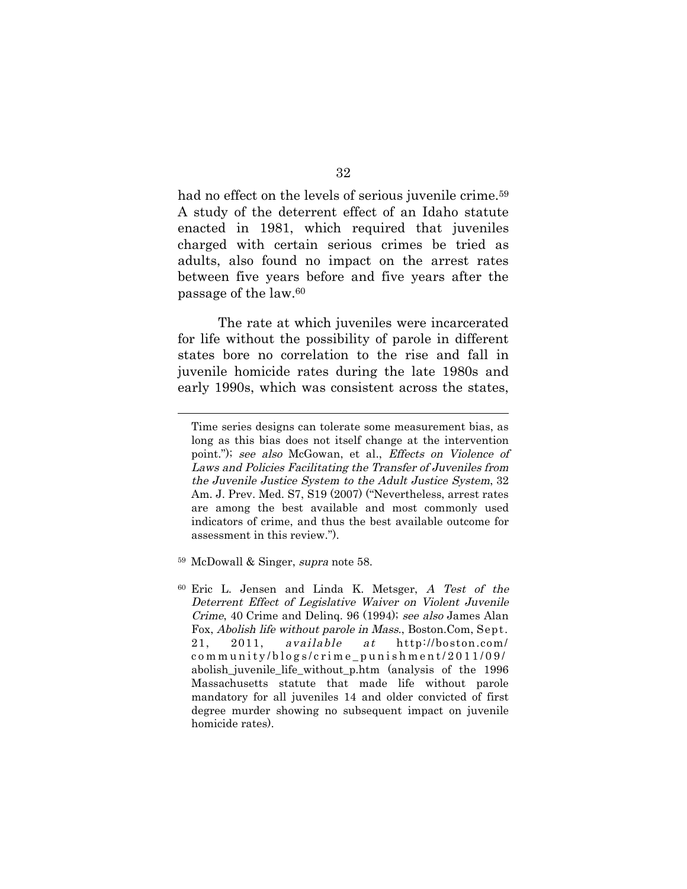had no effect on the levels of serious juvenile crime.[59] A study of the deterrent effect of an Idaho statute enacted in 1981, which required that juveniles charged with certain serious crimes be tried as adults, also found no impact on the arrest rates between five years before and five years after the passage of the law.[60]

The rate at which juveniles were incarcerated for life without the possibility of parole in different states bore no correlation to the rise and fall in juvenile homicide rates during the late 1980s and early 1990s, which was consistent across the states,

---

Time series designs can tolerate some measurement bias, as long as this bias does not itself change at the intervention point."); *see also* McGowan, et al., *Effects on Violence of Laws and Policies Facilitating the Transfer of Juveniles from the Juvenile Justice System to the Adult Justice System*, 32 Am. J. Prev. Med. S7, S19 (2007) ("Nevertheless, arrest rates are among the best available and most commonly used indicators of crime, and thus the best available outcome for assessment in this review.").

[59] McDowall & Singer, *supra* note 58.

[60] Eric L. Jensen and Linda K. Metsger, *A Test of the Deterrent Effect of Legislative Waiver on Violent Juvenile Crime*, 40 Crime and Delinq. 96 (1994); *see also* James Alan Fox, *Abolish life without parole in Mass.*, Boston.Com, Sept. 21, 2011, *available at* http://boston.com/community/blogs/crime_punishment/2011/09/abolish_juvenile_life_without_p.htm (analysis of the 1996 Massachusetts statute that made life without parole mandatory for all juveniles 14 and older convicted of first degree murder showing no subsequent impact on juvenile homicide rates).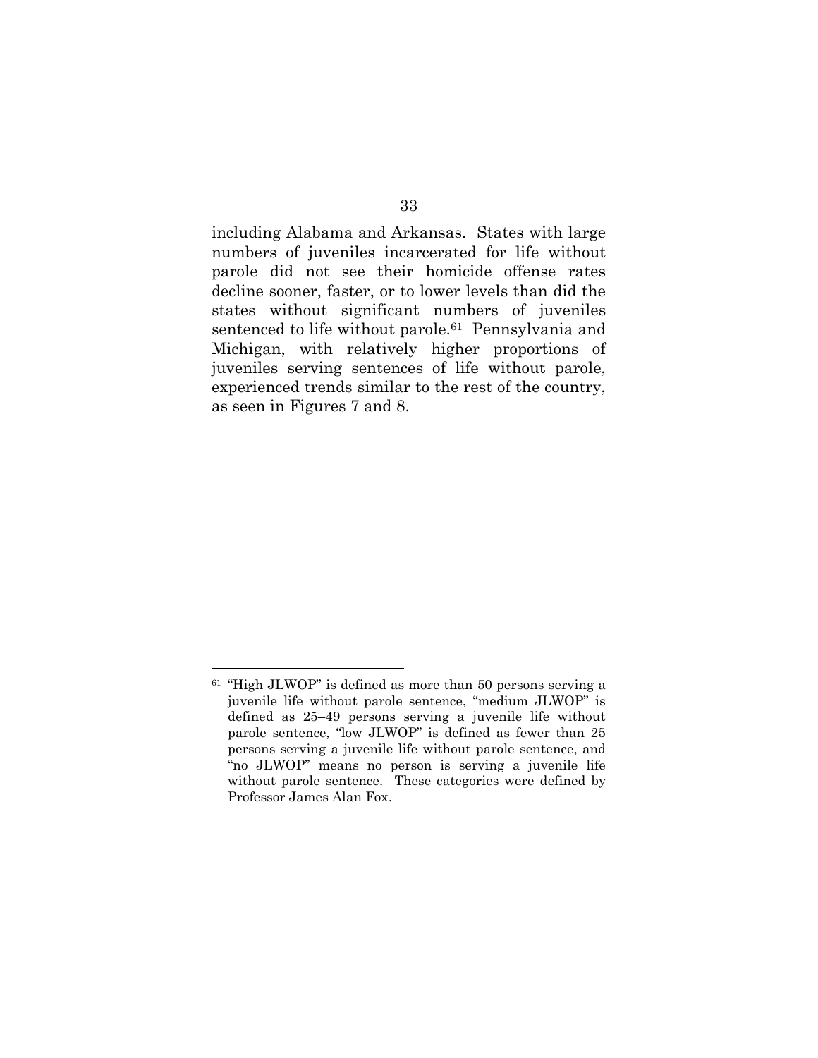including Alabama and Arkansas. States with large numbers of juveniles incarcerated for life without parole did not see their homicide offense rates decline sooner, faster, or to lower levels than did the states without significant numbers of juveniles sentenced to life without parole.[61] Pennsylvania and Michigan, with relatively higher proportions of juveniles serving sentences of life without parole, experienced trends similar to the rest of the country, as seen in Figures 7 and 8.

---

[61] "High JLWOP" is defined as more than 50 persons serving a juvenile life without parole sentence, "medium JLWOP" is defined as 25–49 persons serving a juvenile life without parole sentence, "low JLWOP" is defined as fewer than 25 persons serving a juvenile life without parole sentence, and "no JLWOP" means no person is serving a juvenile life without parole sentence. These categories were defined by Professor James Alan Fox.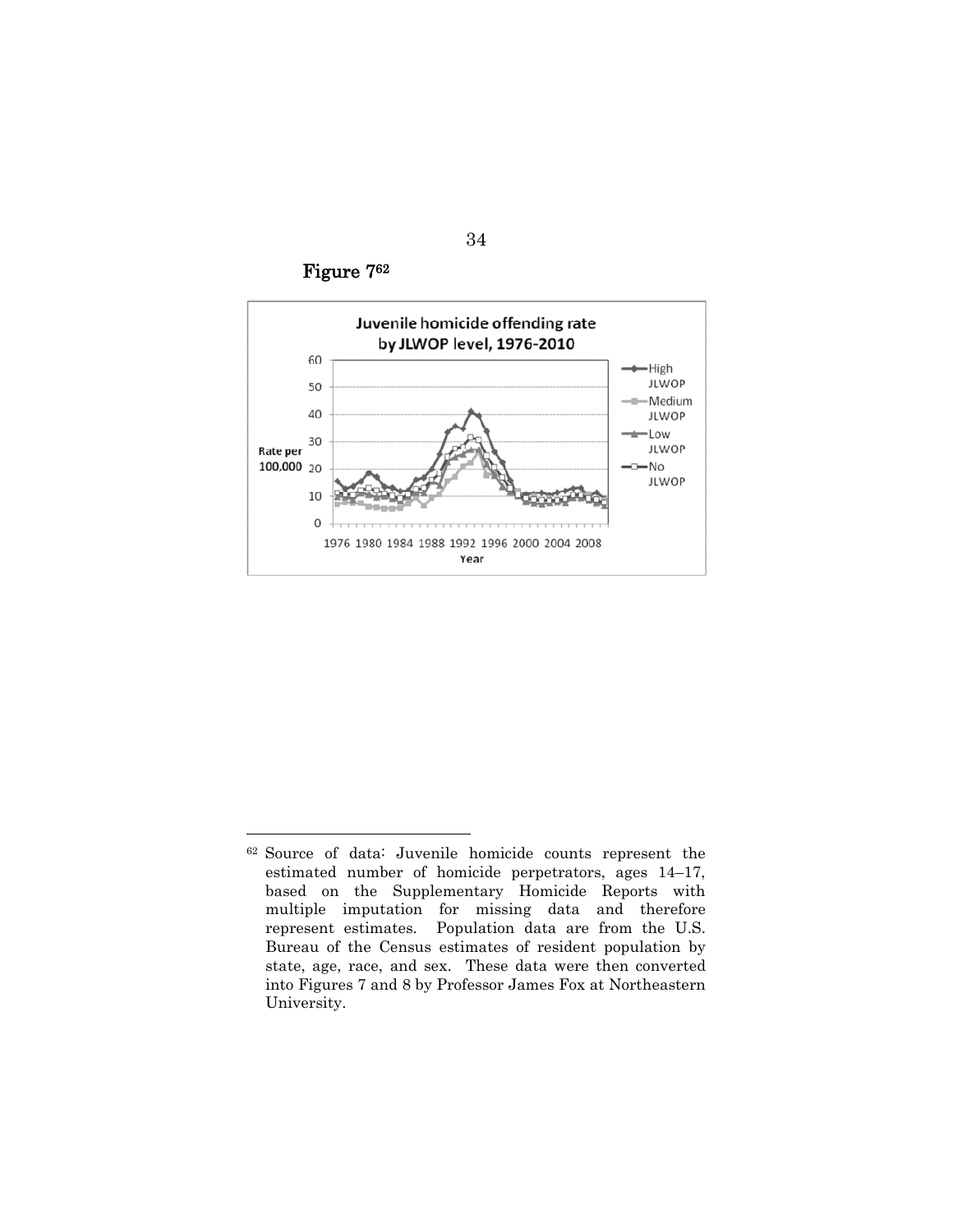Figure 7[62]

Juvenile homicide offending rate by JLWOP level, 1976-2010

---

[62] Source of data: Juvenile homicide counts represent the estimated number of homicide perpetrators, ages 14–17, based on the Supplementary Homicide Reports with multiple imputation for missing data and therefore represent estimates. Population data are from the U.S. Bureau of the Census estimates of resident population by state, age, race, and sex. These data were then converted into Figures 7 and 8 by Professor James Fox at Northeastern University.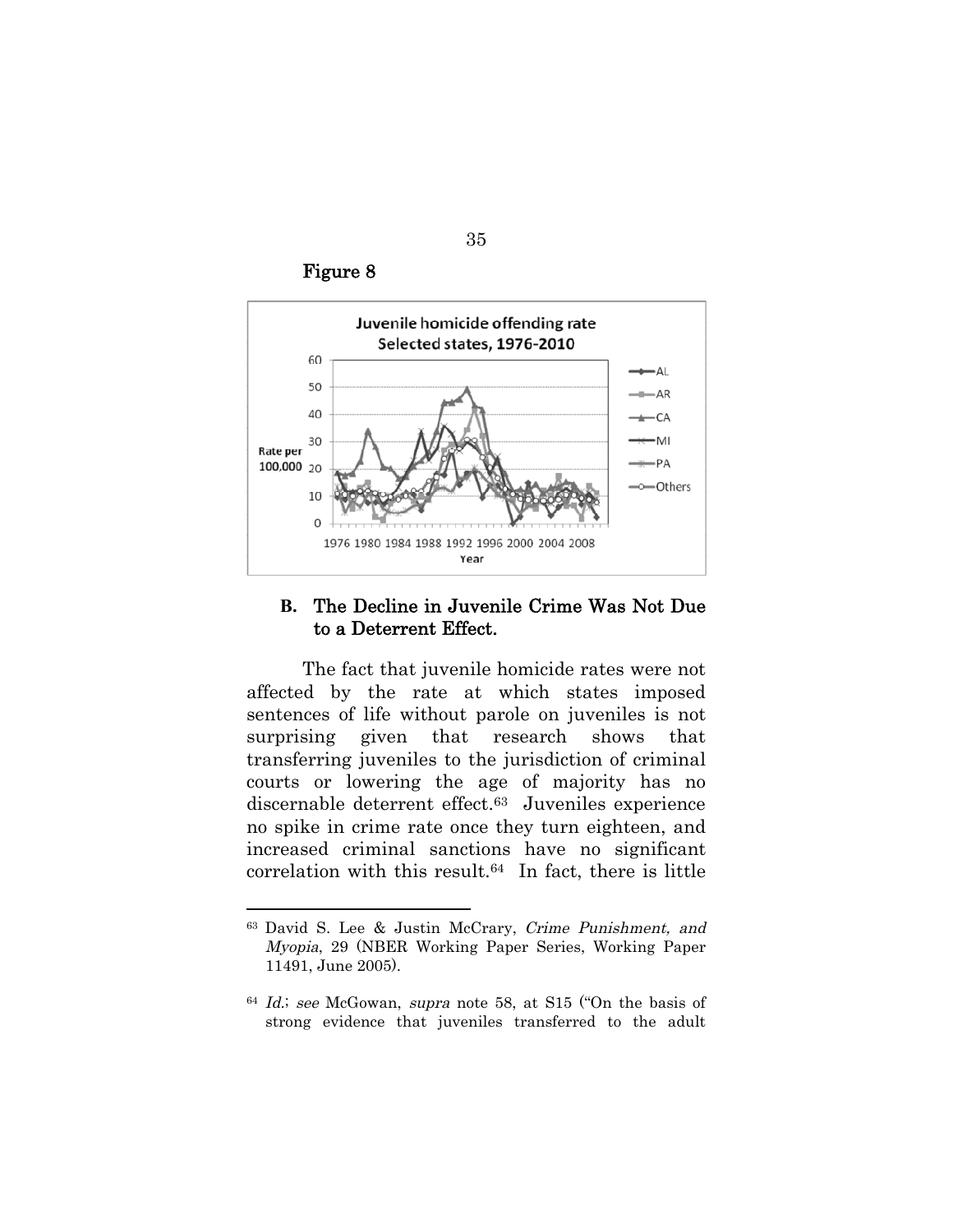**Figure 8**

### B. The Decline in Juvenile Crime Was Not Due to a Deterrent Effect.

The fact that juvenile homicide rates were not affected by the rate at which states imposed sentences of life without parole on juveniles is not surprising given that research shows that transferring juveniles to the jurisdiction of criminal courts or lowering the age of majority has no discernable deterrent effect.[63] Juveniles experience no spike in crime rate once they turn eighteen, and increased criminal sanctions have no significant correlation with this result.[64] In fact, there is little

---

[63] David S. Lee & Justin McCrary, *Crime Punishment, and Myopia*, 29 (NBER Working Paper Series, Working Paper 11491, June 2005).

[64] *Id.*; *see* McGowan, *supra* note 58, at S15 ("On the basis of strong evidence that juveniles transferred to the adult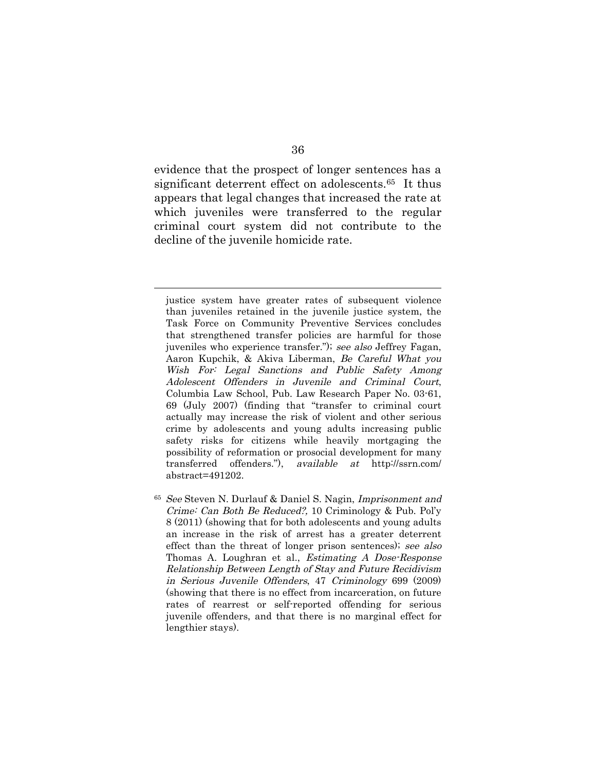evidence that the prospect of longer sentences has a significant deterrent effect on adolescents.[65] It thus appears that legal changes that increased the rate at which juveniles were transferred to the regular criminal court system did not contribute to the decline of the juvenile homicide rate.

---

justice system have greater rates of subsequent violence than juveniles retained in the juvenile justice system, the Task Force on Community Preventive Services concludes that strengthened transfer policies are harmful for those juveniles who experience transfer."); *see also* Jeffrey Fagan, Aaron Kupchik, & Akiva Liberman, *Be Careful What you Wish For: Legal Sanctions and Public Safety Among Adolescent Offenders in Juvenile and Criminal Court*, Columbia Law School, Pub. Law Research Paper No. 03-61, 69 (July 2007) (finding that "transfer to criminal court actually may increase the risk of violent and other serious crime by adolescents and young adults increasing public safety risks for citizens while heavily mortgaging the possibility of reformation or prosocial development for many transferred offenders."), *available at* http://ssrn.com/abstract=491202.

[65] *See* Steven N. Durlauf & Daniel S. Nagin, *Imprisonment and Crime: Can Both Be Reduced?,* 10 Criminology & Pub. Pol'y 8 (2011) (showing that for both adolescents and young adults an increase in the risk of arrest has a greater deterrent effect than the threat of longer prison sentences); *see also* Thomas A. Loughran et al., *Estimating A Dose-Response Relationship Between Length of Stay and Future Recidivism in Serious Juvenile Offenders*, 47 *Criminology* 699 (2009) (showing that there is no effect from incarceration, on future rates of rearrest or self-reported offending for serious juvenile offenders, and that there is no marginal effect for lengthier stays).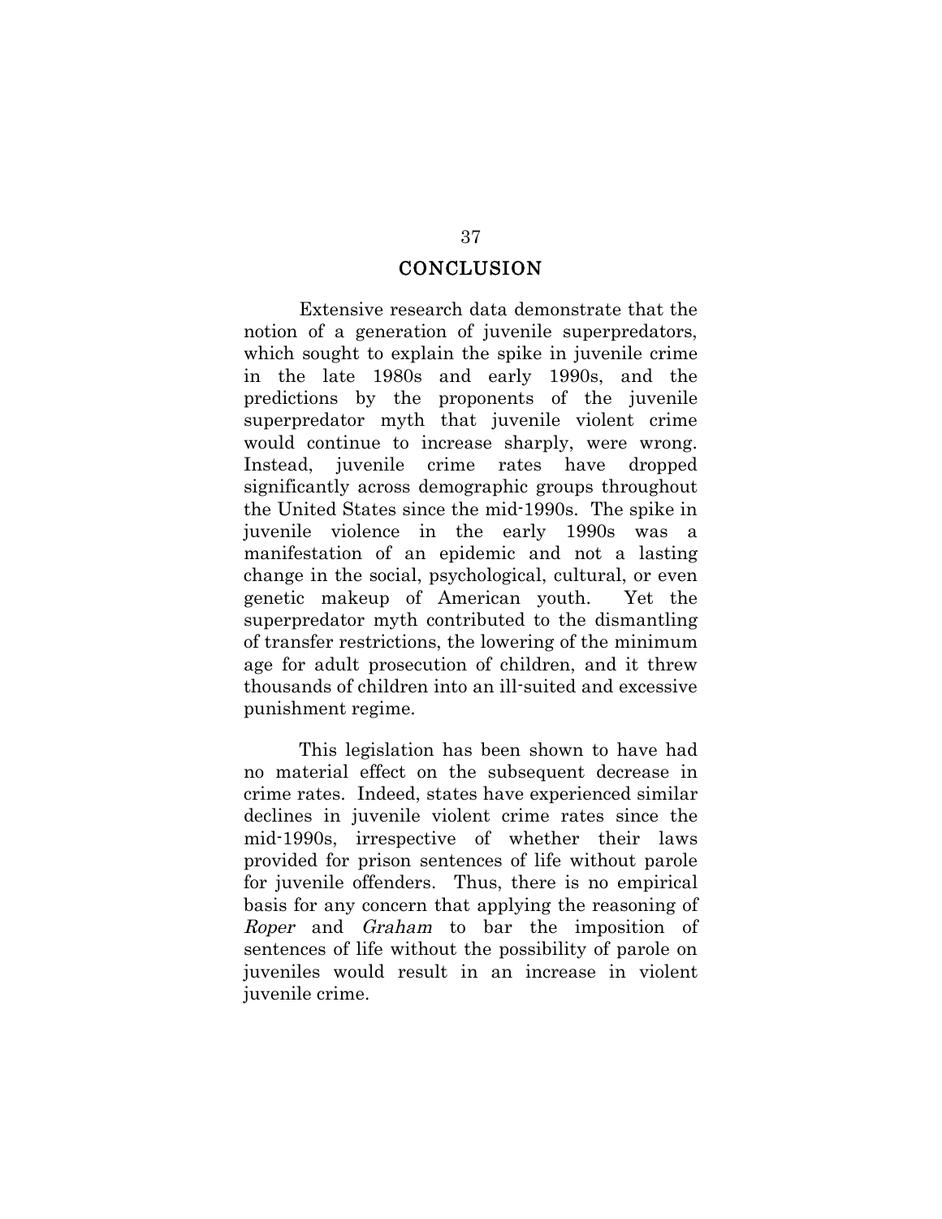## CONCLUSION

Extensive research data demonstrate that the notion of a generation of juvenile superpredators, which sought to explain the spike in juvenile crime in the late 1980s and early 1990s, and the predictions by the proponents of the juvenile superpredator myth that juvenile violent crime would continue to increase sharply, were wrong. Instead, juvenile crime rates have dropped significantly across demographic groups throughout the United States since the mid-1990s. The spike in juvenile violence in the early 1990s was a manifestation of an epidemic and not a lasting change in the social, psychological, cultural, or even genetic makeup of American youth. Yet the superpredator myth contributed to the dismantling of transfer restrictions, the lowering of the minimum age for adult prosecution of children, and it threw thousands of children into an ill-suited and excessive punishment regime.

This legislation has been shown to have had no material effect on the subsequent decrease in crime rates. Indeed, states have experienced similar declines in juvenile violent crime rates since the mid-1990s, irrespective of whether their laws provided for prison sentences of life without parole for juvenile offenders. Thus, there is no empirical basis for any concern that applying the reasoning of *Roper* and *Graham* to bar the imposition of sentences of life without the possibility of parole on juveniles would result in an increase in violent juvenile crime.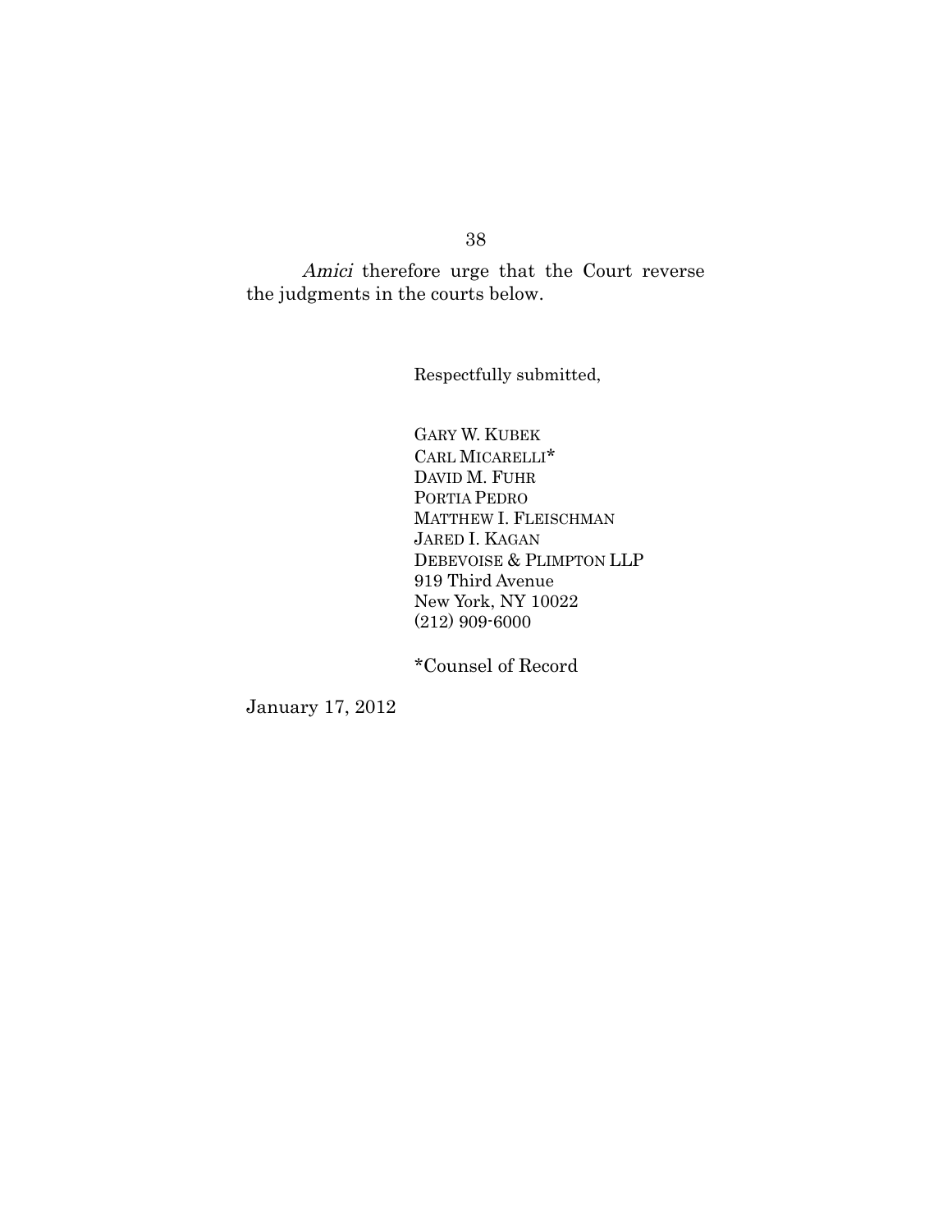*Amici* therefore urge that the Court reverse the judgments in the courts below.

Respectfully submitted,

GARY W. KUBEK
CARL MICARELLI*
DAVID M. FUHR
PORTIA PEDRO
MATTHEW I. FLEISCHMAN
JARED I. KAGAN
DEBEVOISE & PLIMPTON LLP
919 Third Avenue
New York, NY 10022
(212) 909-6000

*Counsel of Record

January 17, 2012